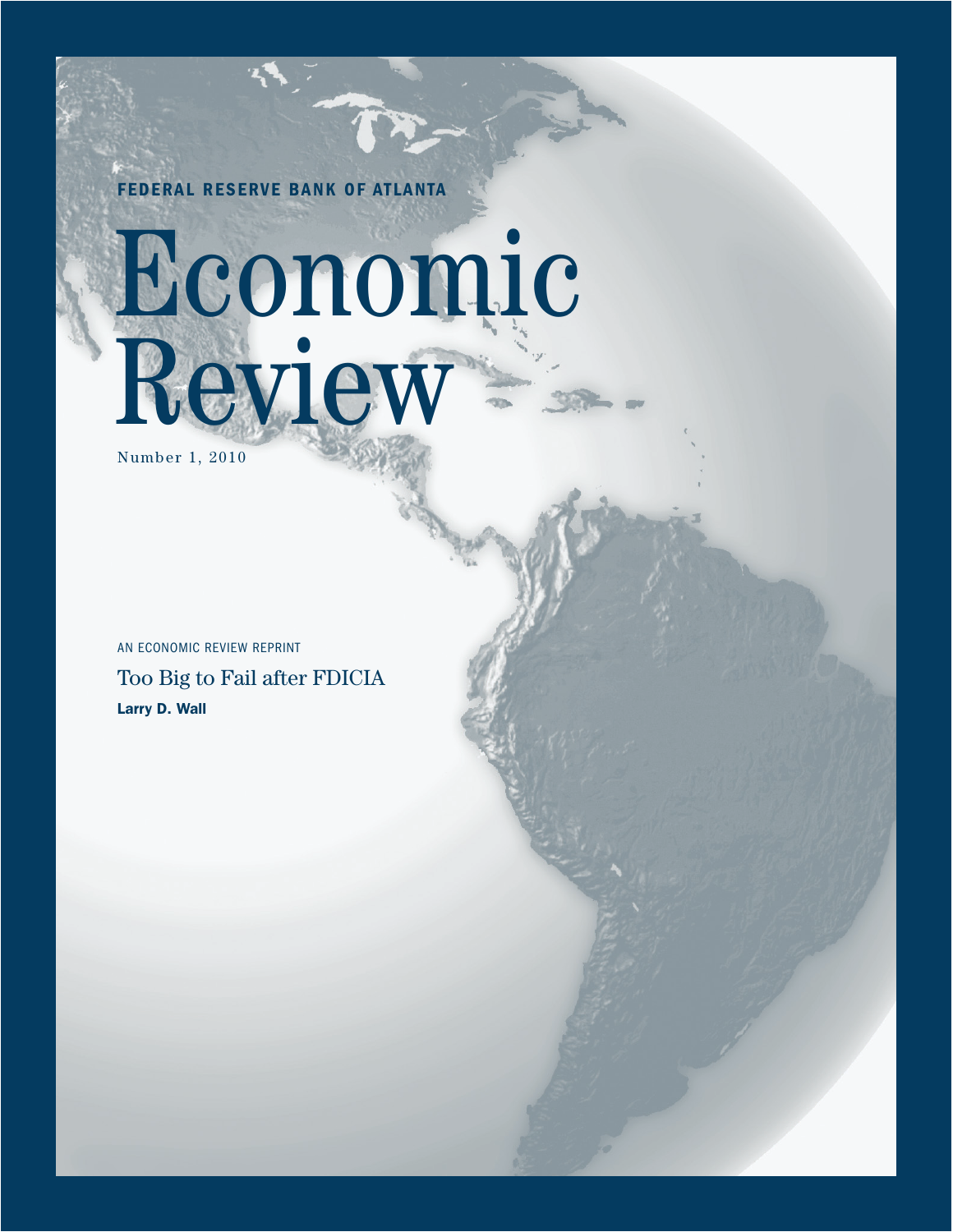**FEDERAL RESERVE BANK OF ATLANTA**

# Economic Review

Number 1, 2010

AN ECONOMIC REVIEW REPRINT

## Too Big to Fail after FDICIA

**Larry D. Wall**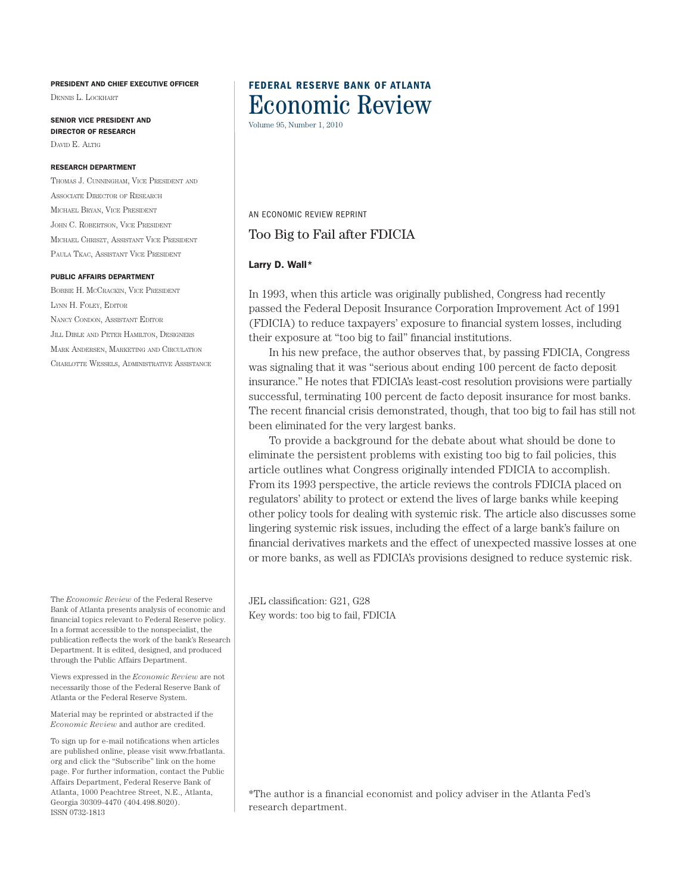**PRESIDENT AND CHIEF EXECUTIVE OFFICER**
Dennis L. Lockhart

**SENIOR VICE PRESIDENT AND DIRECTOR OF RESEARCH**
David E. Altig

**RESEARCH DEPARTMENT**
Thomas J. Cunningham, Vice President and Associate Director of Research
Michael Bryan, Vice President
John C. Robertson, Vice President
Michael Chriszt, Assistant Vice President
Paula Tkac, Assistant Vice President

**PUBLIC AFFAIRS DEPARTMENT**
Bobbie H. McCrackin, Vice President
Lynn H. Foley, Editor
Nancy Condon, Assistant Editor
Jill Dible and Peter Hamilton, Designers
Mark Andersen, Marketing and Circulation
Charlotte Wessels, Administrative Assistance

The *Economic Review* of the Federal Reserve Bank of Atlanta presents analysis of economic and financial topics relevant to Federal Reserve policy. In a format accessible to the nonspecialist, the publication reflects the work of the bank's Research Department. It is edited, designed, and produced through the Public Affairs Department.

Views expressed in the *Economic Review* are not necessarily those of the Federal Reserve Bank of Atlanta or the Federal Reserve System.

Material may be reprinted or abstracted if the *Economic Review* and author are credited.

To sign up for e-mail notifications when articles are published online, please visit www.frbatlanta.org and click the "Subscribe" link on the home page. For further information, contact the Public Affairs Department, Federal Reserve Bank of Atlanta, 1000 Peachtree Street, N.E., Atlanta, Georgia 30309-4470 (404.498.8020).
ISSN 0732-1813

**FEDERAL RESERVE BANK OF ATLANTA**

# Economic Review

Volume 95, Number 1, 2010

AN ECONOMIC REVIEW REPRINT

## Too Big to Fail after FDICIA

**Larry D. Wall***

In 1993, when this article was originally published, Congress had recently passed the Federal Deposit Insurance Corporation Improvement Act of 1991 (FDICIA) to reduce taxpayers' exposure to financial system losses, including their exposure at "too big to fail" financial institutions.

In his new preface, the author observes that, by passing FDICIA, Congress was signaling that it was "serious about ending 100 percent de facto deposit insurance." He notes that FDICIA's least-cost resolution provisions were partially successful, terminating 100 percent de facto deposit insurance for most banks. The recent financial crisis demonstrated, though, that too big to fail has still not been eliminated for the very largest banks.

To provide a background for the debate about what should be done to eliminate the persistent problems with existing too big to fail policies, this article outlines what Congress originally intended FDICIA to accomplish. From its 1993 perspective, the article reviews the controls FDICIA placed on regulators' ability to protect or extend the lives of large banks while keeping other policy tools for dealing with systemic risk. The article also discusses some lingering systemic risk issues, including the effect of a large bank's failure on financial derivatives markets and the effect of unexpected massive losses at one or more banks, as well as FDICIA's provisions designed to reduce systemic risk.

JEL classification: G21, G28
Key words: too big to fail, FDICIA

*The author is a financial economist and policy adviser in the Atlanta Fed's research department.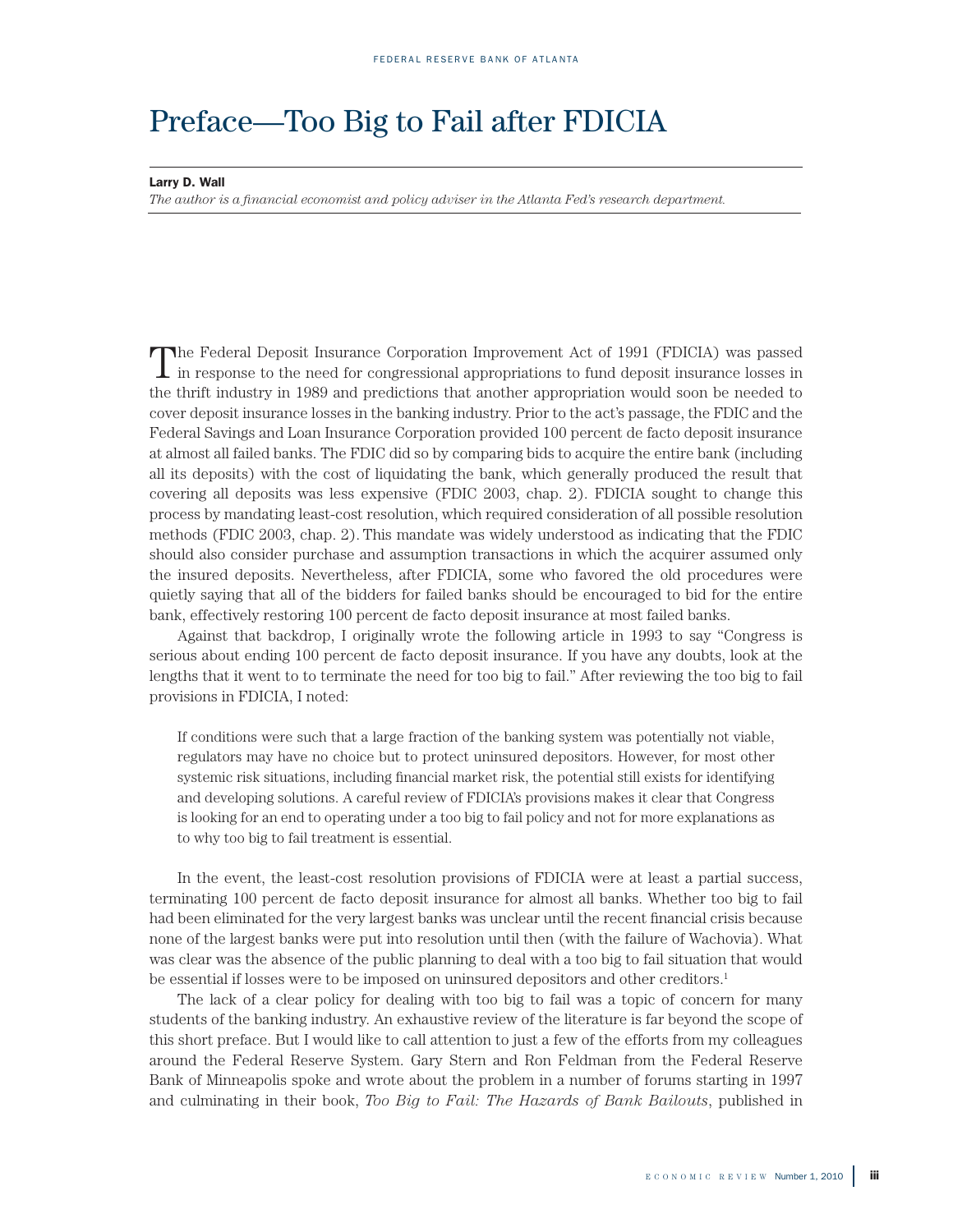# Preface—Too Big to Fail after FDICIA

**Larry D. Wall**

*The author is a financial economist and policy adviser in the Atlanta Fed's research department.*

The Federal Deposit Insurance Corporation Improvement Act of 1991 (FDICIA) was passed in response to the need for congressional appropriations to fund deposit insurance losses in the thrift industry in 1989 and predictions that another appropriation would soon be needed to cover deposit insurance losses in the banking industry. Prior to the act's passage, the FDIC and the Federal Savings and Loan Insurance Corporation provided 100 percent de facto deposit insurance at almost all failed banks. The FDIC did so by comparing bids to acquire the entire bank (including all its deposits) with the cost of liquidating the bank, which generally produced the result that covering all deposits was less expensive (FDIC 2003, chap. 2). FDICIA sought to change this process by mandating least-cost resolution, which required consideration of all possible resolution methods (FDIC 2003, chap. 2). This mandate was widely understood as indicating that the FDIC should also consider purchase and assumption transactions in which the acquirer assumed only the insured deposits. Nevertheless, after FDICIA, some who favored the old procedures were quietly saying that all of the bidders for failed banks should be encouraged to bid for the entire bank, effectively restoring 100 percent de facto deposit insurance at most failed banks.

Against that backdrop, I originally wrote the following article in 1993 to say "Congress is serious about ending 100 percent de facto deposit insurance. If you have any doubts, look at the lengths that it went to to terminate the need for too big to fail." After reviewing the too big to fail provisions in FDICIA, I noted:

> If conditions were such that a large fraction of the banking system was potentially not viable, regulators may have no choice but to protect uninsured depositors. However, for most other systemic risk situations, including financial market risk, the potential still exists for identifying and developing solutions. A careful review of FDICIA's provisions makes it clear that Congress is looking for an end to operating under a too big to fail policy and not for more explanations as to why too big to fail treatment is essential.

In the event, the least-cost resolution provisions of FDICIA were at least a partial success, terminating 100 percent de facto deposit insurance for almost all banks. Whether too big to fail had been eliminated for the very largest banks was unclear until the recent financial crisis because none of the largest banks were put into resolution until then (with the failure of Wachovia). What was clear was the absence of the public planning to deal with a too big to fail situation that would be essential if losses were to be imposed on uninsured depositors and other creditors.[1]

The lack of a clear policy for dealing with too big to fail was a topic of concern for many students of the banking industry. An exhaustive review of the literature is far beyond the scope of this short preface. But I would like to call attention to just a few of the efforts from my colleagues around the Federal Reserve System. Gary Stern and Ron Feldman from the Federal Reserve Bank of Minneapolis spoke and wrote about the problem in a number of forums starting in 1997 and culminating in their book, *Too Big to Fail: The Hazards of Bank Bailouts*, published in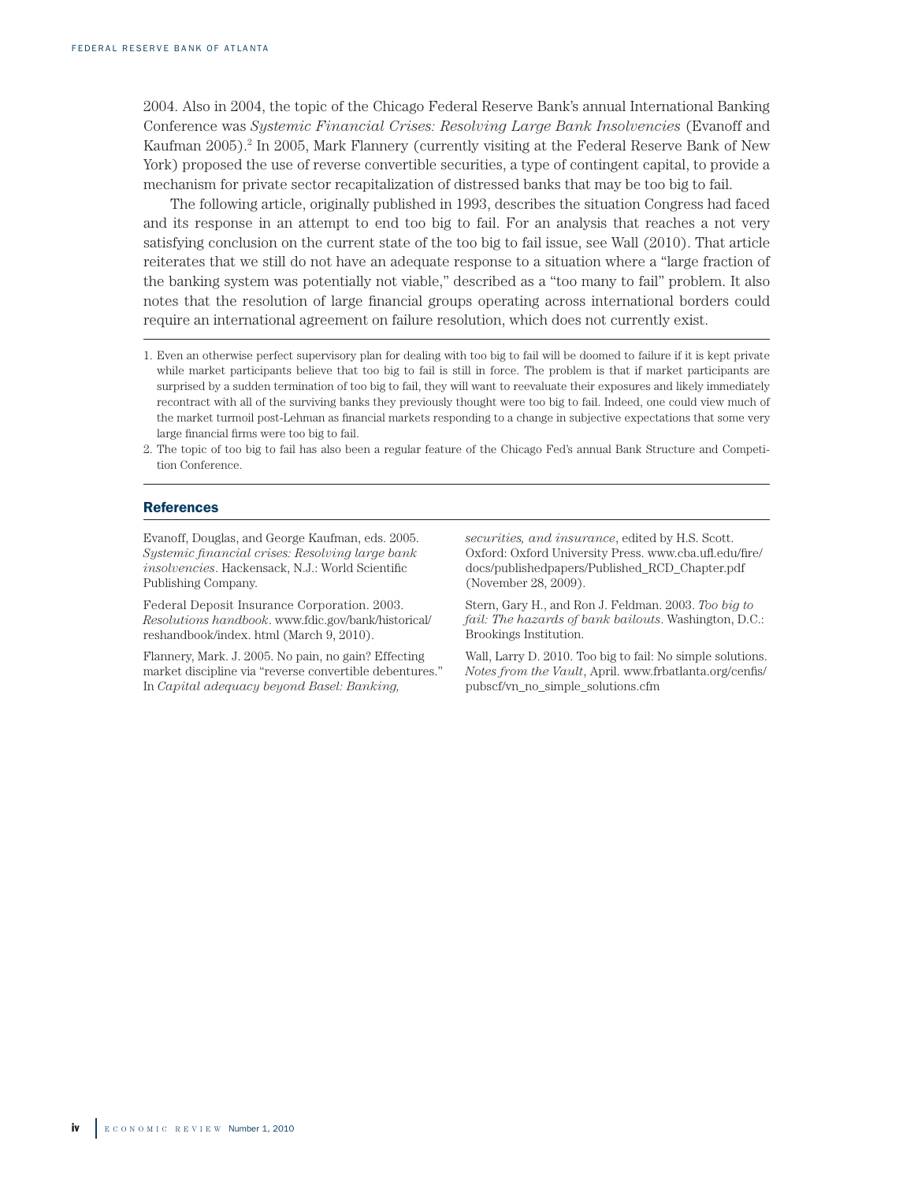2004. Also in 2004, the topic of the Chicago Federal Reserve Bank's annual International Banking Conference was *Systemic Financial Crises: Resolving Large Bank Insolvencies* (Evanoff and Kaufman 2005).[2] In 2005, Mark Flannery (currently visiting at the Federal Reserve Bank of New York) proposed the use of reverse convertible securities, a type of contingent capital, to provide a mechanism for private sector recapitalization of distressed banks that may be too big to fail.

The following article, originally published in 1993, describes the situation Congress had faced and its response in an attempt to end too big to fail. For an analysis that reaches a not very satisfying conclusion on the current state of the too big to fail issue, see Wall (2010). That article reiterates that we still do not have an adequate response to a situation where a "large fraction of the banking system was potentially not viable," described as a "too many to fail" problem. It also notes that the resolution of large financial groups operating across international borders could require an international agreement on failure resolution, which does not currently exist.

---

1. Even an otherwise perfect supervisory plan for dealing with too big to fail will be doomed to failure if it is kept private while market participants believe that too big to fail is still in force. The problem is that if market participants are surprised by a sudden termination of too big to fail, they will want to reevaluate their exposures and likely immediately recontract with all of the surviving banks they previously thought were too big to fail. Indeed, one could view much of the market turmoil post-Lehman as financial markets responding to a change in subjective expectations that some very large financial firms were too big to fail.
2. The topic of too big to fail has also been a regular feature of the Chicago Fed's annual Bank Structure and Competition Conference.

---

## References

Evanoff, Douglas, and George Kaufman, eds. 2005. *Systemic financial crises: Resolving large bank insolvencies*. Hackensack, N.J.: World Scientific Publishing Company.

Federal Deposit Insurance Corporation. 2003. *Resolutions handbook*. www.fdic.gov/bank/historical/reshandbook/index. html (March 9, 2010).

Flannery, Mark. J. 2005. No pain, no gain? Effecting market discipline via "reverse convertible debentures." In *Capital adequacy beyond Basel: Banking, securities, and insurance*, edited by H.S. Scott. Oxford: Oxford University Press. www.cba.ufl.edu/fire/docs/publishedpapers/Published_RCD_Chapter.pdf (November 28, 2009).

Stern, Gary H., and Ron J. Feldman. 2003. *Too big to fail: The hazards of bank bailouts*. Washington, D.C.: Brookings Institution.

Wall, Larry D. 2010. Too big to fail: No simple solutions. *Notes from the Vault*, April. www.frbatlanta.org/cenfis/pubscf/vn_no_simple_solutions.cfm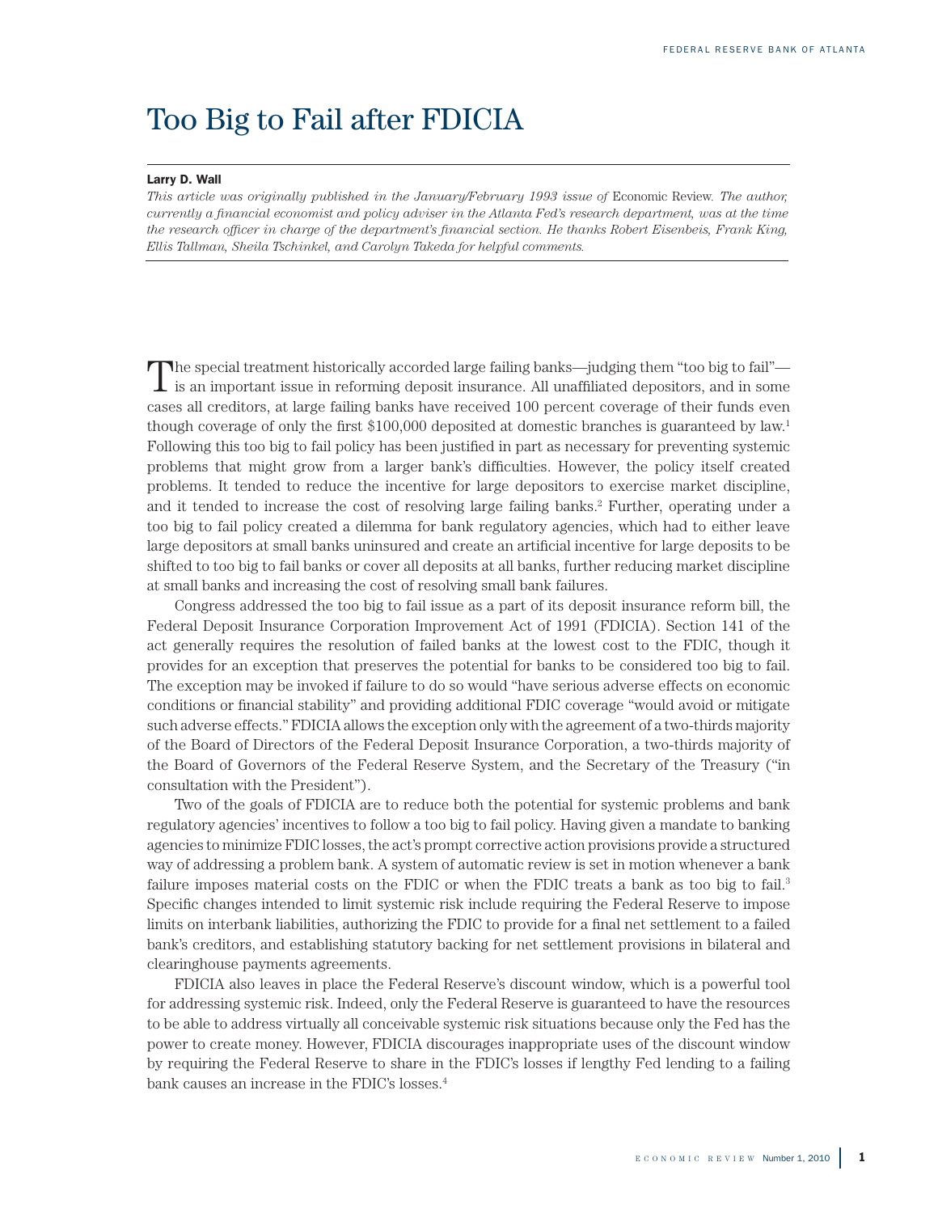# Too Big to Fail after FDICIA

**Larry D. Wall**

*This article was originally published in the January/February 1993 issue of* Economic Review. *The author, currently a financial economist and policy adviser in the Atlanta Fed's research department, was at the time the research officer in charge of the department's financial section. He thanks Robert Eisenbeis, Frank King, Ellis Tallman, Sheila Tschinkel, and Carolyn Takeda for helpful comments.*

The special treatment historically accorded large failing banks—judging them "too big to fail"—is an important issue in reforming deposit insurance. All unaffiliated depositors, and in some cases all creditors, at large failing banks have received 100 percent coverage of their funds even though coverage of only the first $100,000 deposited at domestic branches is guaranteed by law.[1] Following this too big to fail policy has been justified in part as necessary for preventing systemic problems that might grow from a larger bank's difficulties. However, the policy itself created problems. It tended to reduce the incentive for large depositors to exercise market discipline, and it tended to increase the cost of resolving large failing banks.[2] Further, operating under a too big to fail policy created a dilemma for bank regulatory agencies, which had to either leave large depositors at small banks uninsured and create an artificial incentive for large deposits to be shifted to too big to fail banks or cover all deposits at all banks, further reducing market discipline at small banks and increasing the cost of resolving small bank failures.

Congress addressed the too big to fail issue as a part of its deposit insurance reform bill, the Federal Deposit Insurance Corporation Improvement Act of 1991 (FDICIA). Section 141 of the act generally requires the resolution of failed banks at the lowest cost to the FDIC, though it provides for an exception that preserves the potential for banks to be considered too big to fail. The exception may be invoked if failure to do so would "have serious adverse effects on economic conditions or financial stability" and providing additional FDIC coverage "would avoid or mitigate such adverse effects." FDICIA allows the exception only with the agreement of a two-thirds majority of the Board of Directors of the Federal Deposit Insurance Corporation, a two-thirds majority of the Board of Governors of the Federal Reserve System, and the Secretary of the Treasury ("in consultation with the President").

Two of the goals of FDICIA are to reduce both the potential for systemic problems and bank regulatory agencies' incentives to follow a too big to fail policy. Having given a mandate to banking agencies to minimize FDIC losses, the act's prompt corrective action provisions provide a structured way of addressing a problem bank. A system of automatic review is set in motion whenever a bank failure imposes material costs on the FDIC or when the FDIC treats a bank as too big to fail.[3] Specific changes intended to limit systemic risk include requiring the Federal Reserve to impose limits on interbank liabilities, authorizing the FDIC to provide for a final net settlement to a failed bank's creditors, and establishing statutory backing for net settlement provisions in bilateral and clearinghouse payments agreements.

FDICIA also leaves in place the Federal Reserve's discount window, which is a powerful tool for addressing systemic risk. Indeed, only the Federal Reserve is guaranteed to have the resources to be able to address virtually all conceivable systemic risk situations because only the Fed has the power to create money. However, FDICIA discourages inappropriate uses of the discount window by requiring the Federal Reserve to share in the FDIC's losses if lengthy Fed lending to a failing bank causes an increase in the FDIC's losses.[4]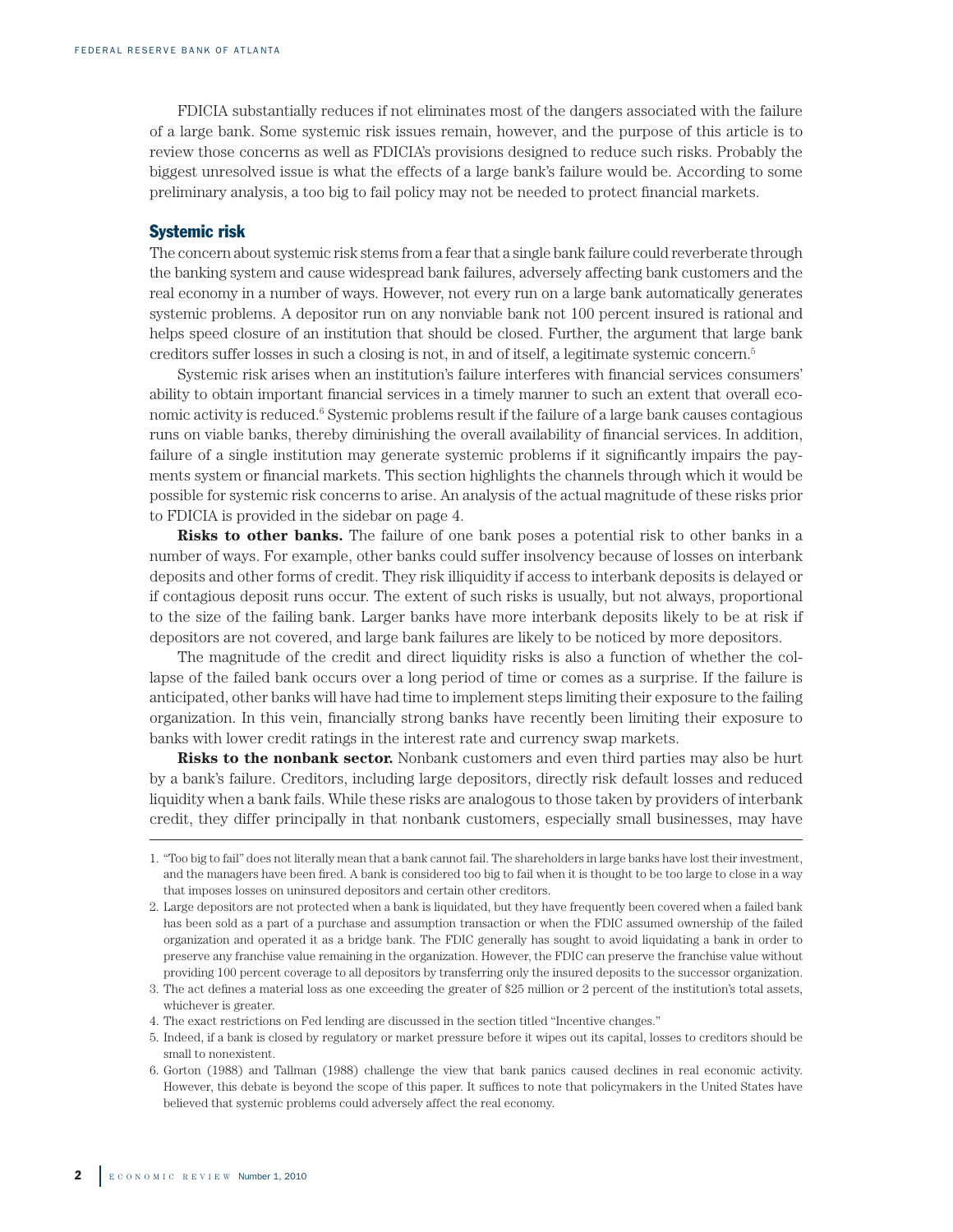FDICIA substantially reduces if not eliminates most of the dangers associated with the failure of a large bank. Some systemic risk issues remain, however, and the purpose of this article is to review those concerns as well as FDICIA's provisions designed to reduce such risks. Probably the biggest unresolved issue is what the effects of a large bank's failure would be. According to some preliminary analysis, a too big to fail policy may not be needed to protect financial markets.

## Systemic risk

The concern about systemic risk stems from a fear that a single bank failure could reverberate through the banking system and cause widespread bank failures, adversely affecting bank customers and the real economy in a number of ways. However, not every run on a large bank automatically generates systemic problems. A depositor run on any nonviable bank not 100 percent insured is rational and helps speed closure of an institution that should be closed. Further, the argument that large bank creditors suffer losses in such a closing is not, in and of itself, a legitimate systemic concern.[5]

Systemic risk arises when an institution's failure interferes with financial services consumers' ability to obtain important financial services in a timely manner to such an extent that overall economic activity is reduced.[6] Systemic problems result if the failure of a large bank causes contagious runs on viable banks, thereby diminishing the overall availability of financial services. In addition, failure of a single institution may generate systemic problems if it significantly impairs the payments system or financial markets. This section highlights the channels through which it would be possible for systemic risk concerns to arise. An analysis of the actual magnitude of these risks prior to FDICIA is provided in the sidebar on page 4.

**Risks to other banks.** The failure of one bank poses a potential risk to other banks in a number of ways. For example, other banks could suffer insolvency because of losses on interbank deposits and other forms of credit. They risk illiquidity if access to interbank deposits is delayed or if contagious deposit runs occur. The extent of such risks is usually, but not always, proportional to the size of the failing bank. Larger banks have more interbank deposits likely to be at risk if depositors are not covered, and large bank failures are likely to be noticed by more depositors.

The magnitude of the credit and direct liquidity risks is also a function of whether the collapse of the failed bank occurs over a long period of time or comes as a surprise. If the failure is anticipated, other banks will have had time to implement steps limiting their exposure to the failing organization. In this vein, financially strong banks have recently been limiting their exposure to banks with lower credit ratings in the interest rate and currency swap markets.

**Risks to the nonbank sector.** Nonbank customers and even third parties may also be hurt by a bank's failure. Creditors, including large depositors, directly risk default losses and reduced liquidity when a bank fails. While these risks are analogous to those taken by providers of interbank credit, they differ principally in that nonbank customers, especially small businesses, may have

---

1. "Too big to fail" does not literally mean that a bank cannot fail. The shareholders in large banks have lost their investment, and the managers have been fired. A bank is considered too big to fail when it is thought to be too large to close in a way that imposes losses on uninsured depositors and certain other creditors.

2. Large depositors are not protected when a bank is liquidated, but they have frequently been covered when a failed bank has been sold as a part of a purchase and assumption transaction or when the FDIC assumed ownership of the failed organization and operated it as a bridge bank. The FDIC generally has sought to avoid liquidating a bank in order to preserve any franchise value remaining in the organization. However, the FDIC can preserve the franchise value without providing 100 percent coverage to all depositors by transferring only the insured deposits to the successor organization.

3. The act defines a material loss as one exceeding the greater of \$25 million or 2 percent of the institution's total assets, whichever is greater.

4. The exact restrictions on Fed lending are discussed in the section titled "Incentive changes."

5. Indeed, if a bank is closed by regulatory or market pressure before it wipes out its capital, losses to creditors should be small to nonexistent.

6. Gorton (1988) and Tallman (1988) challenge the view that bank panics caused declines in real economic activity. However, this debate is beyond the scope of this paper. It suffices to note that policymakers in the United States have believed that systemic problems could adversely affect the real economy.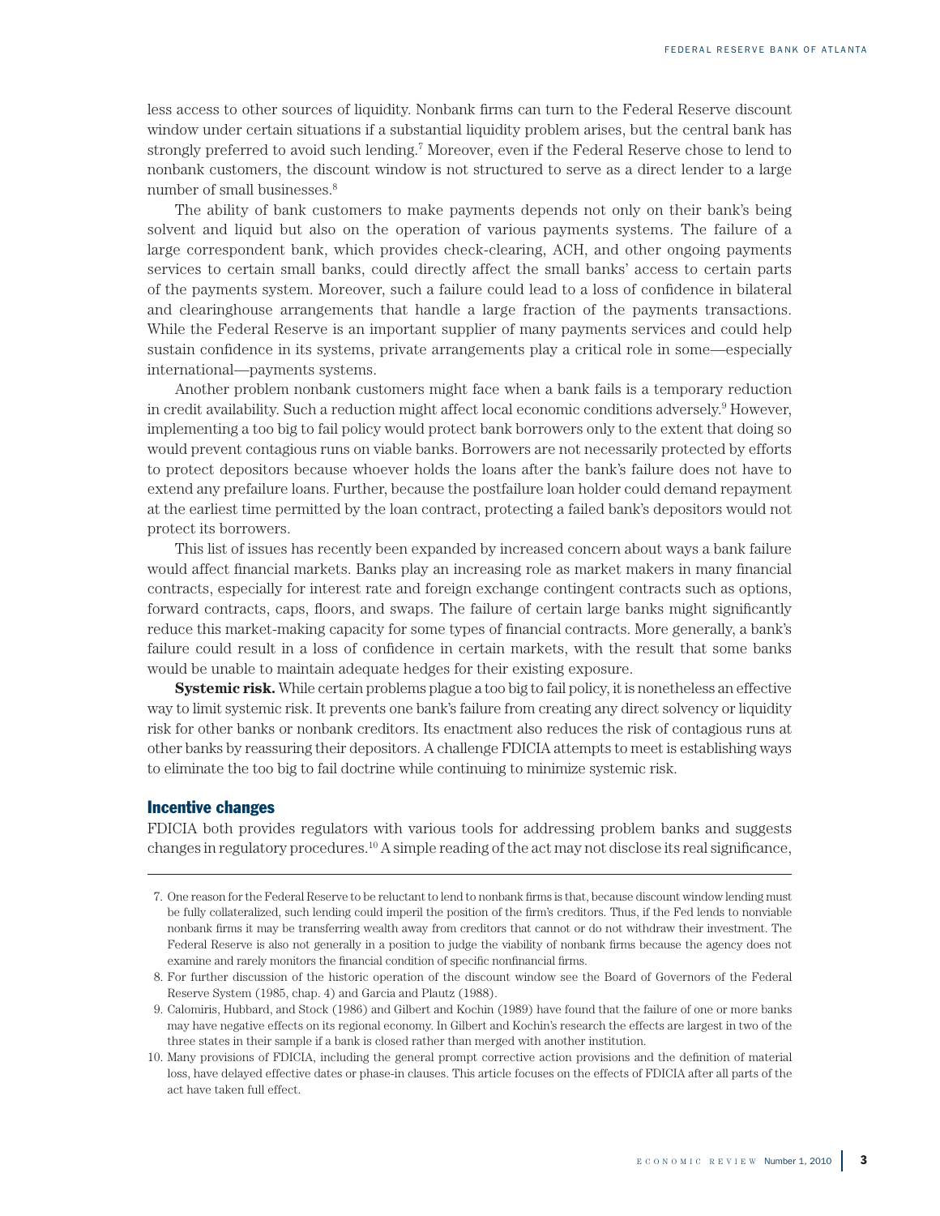less access to other sources of liquidity. Nonbank firms can turn to the Federal Reserve discount window under certain situations if a substantial liquidity problem arises, but the central bank has strongly preferred to avoid such lending.[7] Moreover, even if the Federal Reserve chose to lend to nonbank customers, the discount window is not structured to serve as a direct lender to a large number of small businesses.[8]

The ability of bank customers to make payments depends not only on their bank's being solvent and liquid but also on the operation of various payments systems. The failure of a large correspondent bank, which provides check-clearing, ACH, and other ongoing payments services to certain small banks, could directly affect the small banks' access to certain parts of the payments system. Moreover, such a failure could lead to a loss of confidence in bilateral and clearinghouse arrangements that handle a large fraction of the payments transactions. While the Federal Reserve is an important supplier of many payments services and could help sustain confidence in its systems, private arrangements play a critical role in some—especially international—payments systems.

Another problem nonbank customers might face when a bank fails is a temporary reduction in credit availability. Such a reduction might affect local economic conditions adversely.[9] However, implementing a too big to fail policy would protect bank borrowers only to the extent that doing so would prevent contagious runs on viable banks. Borrowers are not necessarily protected by efforts to protect depositors because whoever holds the loans after the bank's failure does not have to extend any prefailure loans. Further, because the postfailure loan holder could demand repayment at the earliest time permitted by the loan contract, protecting a failed bank's depositors would not protect its borrowers.

This list of issues has recently been expanded by increased concern about ways a bank failure would affect financial markets. Banks play an increasing role as market makers in many financial contracts, especially for interest rate and foreign exchange contingent contracts such as options, forward contracts, caps, floors, and swaps. The failure of certain large banks might significantly reduce this market-making capacity for some types of financial contracts. More generally, a bank's failure could result in a loss of confidence in certain markets, with the result that some banks would be unable to maintain adequate hedges for their existing exposure.

**Systemic risk.** While certain problems plague a too big to fail policy, it is nonetheless an effective way to limit systemic risk. It prevents one bank's failure from creating any direct solvency or liquidity risk for other banks or nonbank creditors. Its enactment also reduces the risk of contagious runs at other banks by reassuring their depositors. A challenge FDICIA attempts to meet is establishing ways to eliminate the too big to fail doctrine while continuing to minimize systemic risk.

## Incentive changes

FDICIA both provides regulators with various tools for addressing problem banks and suggests changes in regulatory procedures.[10] A simple reading of the act may not disclose its real significance,

---

7. One reason for the Federal Reserve to be reluctant to lend to nonbank firms is that, because discount window lending must be fully collateralized, such lending could imperil the position of the firm's creditors. Thus, if the Fed lends to nonviable nonbank firms it may be transferring wealth away from creditors that cannot or do not withdraw their investment. The Federal Reserve is also not generally in a position to judge the viability of nonbank firms because the agency does not examine and rarely monitors the financial condition of specific nonfinancial firms.

8. For further discussion of the historic operation of the discount window see the Board of Governors of the Federal Reserve System (1985, chap. 4) and Garcia and Plautz (1988).

9. Calomiris, Hubbard, and Stock (1986) and Gilbert and Kochin (1989) have found that the failure of one or more banks may have negative effects on its regional economy. In Gilbert and Kochin's research the effects are largest in two of the three states in their sample if a bank is closed rather than merged with another institution.

10. Many provisions of FDICIA, including the general prompt corrective action provisions and the definition of material loss, have delayed effective dates or phase-in clauses. This article focuses on the effects of FDICIA after all parts of the act have taken full effect.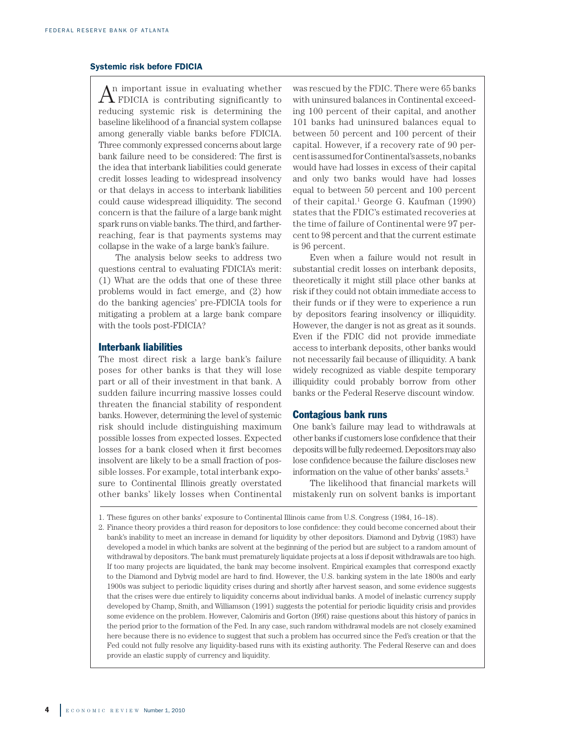## Systemic risk before FDICIA

An important issue in evaluating whether FDICIA is contributing significantly to reducing systemic risk is determining the baseline likelihood of a financial system collapse among generally viable banks before FDICIA. Three commonly expressed concerns about large bank failure need to be considered: The first is the idea that interbank liabilities could generate credit losses leading to widespread insolvency or that delays in access to interbank liabilities could cause widespread illiquidity. The second concern is that the failure of a large bank might spark runs on viable banks. The third, and farther-reaching, fear is that payments systems may collapse in the wake of a large bank's failure.

The analysis below seeks to address two questions central to evaluating FDICIA's merit: (1) What are the odds that one of these three problems would in fact emerge, and (2) how do the banking agencies' pre-FDICIA tools for mitigating a problem at a large bank compare with the tools post-FDICIA?

### Interbank liabilities

The most direct risk a large bank's failure poses for other banks is that they will lose part or all of their investment in that bank. A sudden failure incurring massive losses could threaten the financial stability of respondent banks. However, determining the level of systemic risk should include distinguishing maximum possible losses from expected losses. Expected losses for a bank closed when it first becomes insolvent are likely to be a small fraction of possible losses. For example, total interbank exposure to Continental Illinois greatly overstated other banks' likely losses when Continental was rescued by the FDIC. There were 65 banks with uninsured balances in Continental exceeding 100 percent of their capital, and another 101 banks had uninsured balances equal to between 50 percent and 100 percent of their capital. However, if a recovery rate of 90 percent is assumed for Continental's assets, no banks would have had losses in excess of their capital and only two banks would have had losses equal to between 50 percent and 100 percent of their capital.[1] George G. Kaufman (1990) states that the FDIC's estimated recoveries at the time of failure of Continental were 97 percent to 98 percent and that the current estimate is 96 percent.

Even when a failure would not result in substantial credit losses on interbank deposits, theoretically it might still place other banks at risk if they could not obtain immediate access to their funds or if they were to experience a run by depositors fearing insolvency or illiquidity. However, the danger is not as great as it sounds. Even if the FDIC did not provide immediate access to interbank deposits, other banks would not necessarily fail because of illiquidity. A bank widely recognized as viable despite temporary illiquidity could probably borrow from other banks or the Federal Reserve discount window.

### Contagious bank runs

One bank's failure may lead to withdrawals at other banks if customers lose confidence that their deposits will be fully redeemed. Depositors may also lose confidence because the failure discloses new information on the value of other banks' assets.[2]

The likelihood that financial markets will mistakenly run on solvent banks is important

---

1. These figures on other banks' exposure to Continental Illinois came from U.S. Congress (1984, 16–18).

2. Finance theory provides a third reason for depositors to lose confidence: they could become concerned about their bank's inability to meet an increase in demand for liquidity by other depositors. Diamond and Dybvig (1983) have developed a model in which banks are solvent at the beginning of the period but are subject to a random amount of withdrawal by depositors. The bank must prematurely liquidate projects at a loss if deposit withdrawals are too high. If too many projects are liquidated, the bank may become insolvent. Empirical examples that correspond exactly to the Diamond and Dybvig model are hard to find. However, the U.S. banking system in the late 1800s and early 1900s was subject to periodic liquidity crises during and shortly after harvest season, and some evidence suggests that the crises were due entirely to liquidity concerns about individual banks. A model of inelastic currency supply developed by Champ, Smith, and Williamson (1991) suggests the potential for periodic liquidity crisis and provides some evidence on the problem. However, Calomiris and Gorton (1991) raise questions about this history of panics in the period prior to the formation of the Fed. In any case, such random withdrawal models are not closely examined here because there is no evidence to suggest that such a problem has occurred since the Fed's creation or that the Fed could not fully resolve any liquidity-based runs with its existing authority. The Federal Reserve can and does provide an elastic supply of currency and liquidity.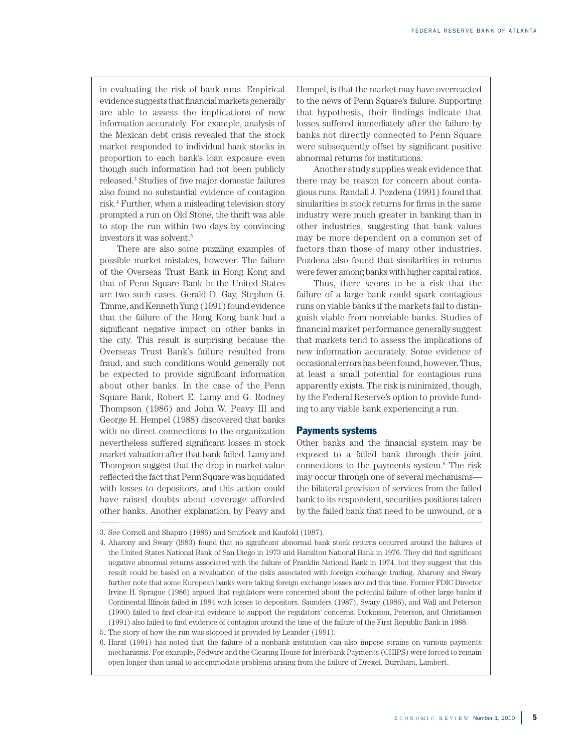in evaluating the risk of bank runs. Empirical evidence suggests that financial markets generally are able to assess the implications of new information accurately. For example, analysis of the Mexican debt crisis revealed that the stock market responded to individual bank stocks in proportion to each bank's loan exposure even though such information had not been publicly released.[3] Studies of five major domestic failures also found no substantial evidence of contagion risk.[4] Further, when a misleading television story prompted a run on Old Stone, the thrift was able to stop the run within two days by convincing investors it was solvent.[5]

There are also some puzzling examples of possible market mistakes, however. The failure of the Overseas Trust Bank in Hong Kong and that of Penn Square Bank in the United States are two such cases. Gerald D. Gay, Stephen G. Timme, and Kenneth Yung (1991) found evidence that the failure of the Hong Kong bank had a significant negative impact on other banks in the city. This result is surprising because the Overseas Trust Bank's failure resulted from fraud, and such conditions would generally not be expected to provide significant information about other banks. In the case of the Penn Square Bank, Robert E. Lamy and G. Rodney Thompson (1986) and John W. Peavy III and George H. Hempel (1988) discovered that banks with no direct connections to the organization nevertheless suffered significant losses in stock market valuation after that bank failed. Lamy and Thompson suggest that the drop in market value reflected the fact that Penn Square was liquidated with losses to depositors, and this action could have raised doubts about coverage afforded other banks. Another explanation, by Peavy and Hempel, is that the market may have overreacted to the news of Penn Square's failure. Supporting that hypothesis, their findings indicate that losses suffered immediately after the failure by banks not directly connected to Penn Square were subsequently offset by significant positive abnormal returns for institutions.

Another study supplies weak evidence that there may be reason for concern about contagious runs. Randall J. Pozdena (1991) found that similarities in stock returns for firms in the same industry were much greater in banking than in other industries, suggesting that bank values may be more dependent on a common set of factors than those of many other industries. Pozdena also found that similarities in returns were fewer among banks with higher capital ratios.

Thus, there seems to be a risk that the failure of a large bank could spark contagious runs on viable banks if the markets fail to distinguish viable from nonviable banks. Studies of financial market performance generally suggest that markets tend to assess the implications of new information accurately. Some evidence of occasional errors has been found, however. Thus, at least a small potential for contagious runs apparently exists. The risk is minimized, though, by the Federal Reserve's option to provide funding to any viable bank experiencing a run.

## Payments systems

Other banks and the financial system may be exposed to a failed bank through their joint connections to the payments system.[6] The risk may occur through one of several mechanisms—the bilateral provision of services from the failed bank to its respondent, securities positions taken by the failed bank that need to be unwound, or a

---

3. See Cornell and Shapiro (1986) and Smirlock and Kaufold (1987).

4. Aharony and Swary (l983) found that no significant abnormal bank stock returns occurred around the failures of the United States National Bank of San Diego in 1973 and Hamilton National Bank in 1976. They did find significant negative abnormal returns associated with the failure of Franklin National Bank in 1974, but they suggest that this result could be based on a revaluation of the risks associated with foreign exchange trading. Aharony and Swary further note that some European banks were taking foreign exchange losses around this time. Former FDIC Director Irvine H. Sprague (1986) argued that regulators were concerned about the potential failure of other large banks if Continental Illinois failed in 1984 with losses to depositors. Saunders (1987), Swary (1986), and Wall and Peterson (1990) failed to find clear-cut evidence to support the regulators' concerns. Dickinson, Peterson, and Christiansen (1991) also failed to find evidence of contagion around the time of the failure of the First Republic Bank in 1988.

5. The story of how the run was stopped is provided by Leander (1991).

6. Haraf (1991) has noted that the failure of a nonbank institution can also impose strains on various payments mechanisms. For example, Fedwire and the Clearing House for Interbank Payments (CHIPS) were forced to remain open longer than usual to accommodate problems arising from the failure of Drexel, Burnham, Lambert.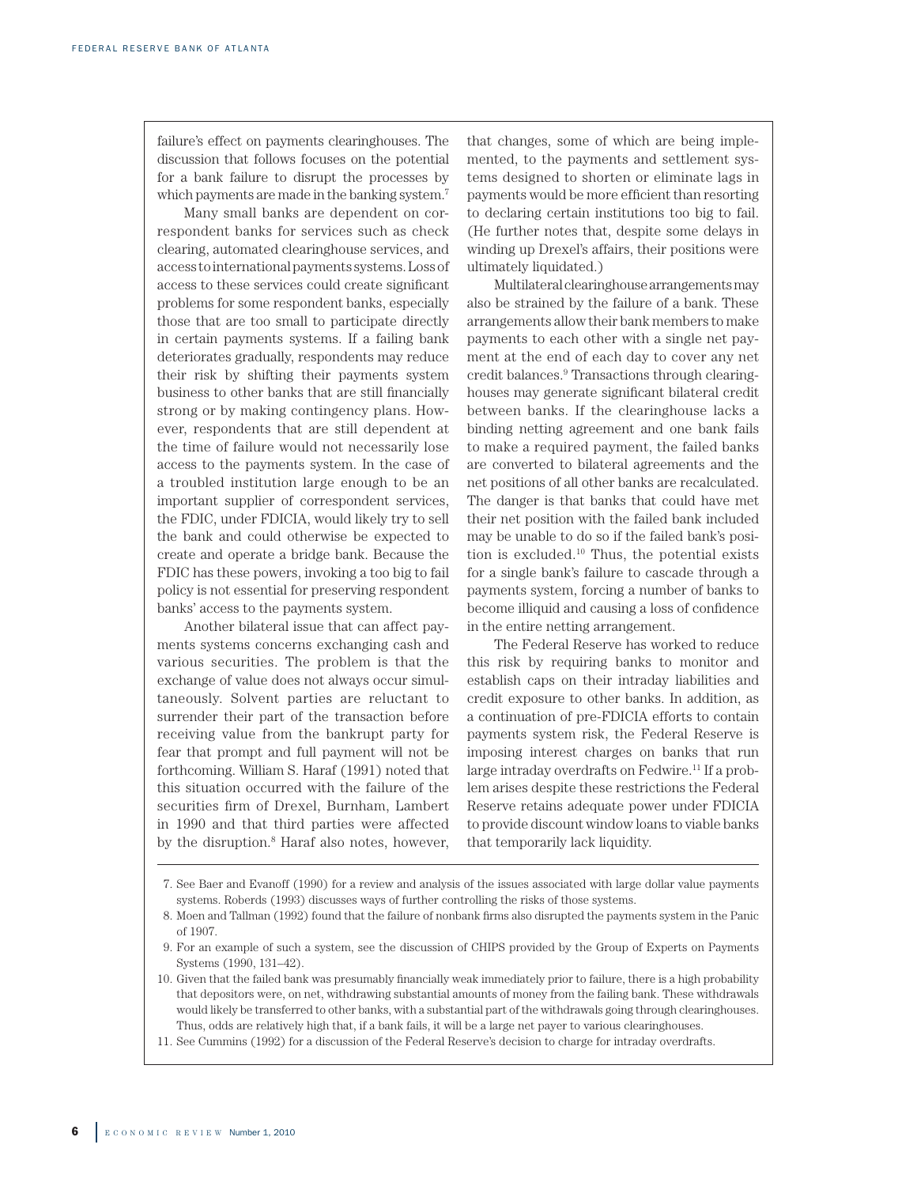failure's effect on payments clearinghouses. The discussion that follows focuses on the potential for a bank failure to disrupt the processes by which payments are made in the banking system.[7]

Many small banks are dependent on correspondent banks for services such as check clearing, automated clearinghouse services, and access to international payments systems. Loss of access to these services could create significant problems for some respondent banks, especially those that are too small to participate directly in certain payments systems. If a failing bank deteriorates gradually, respondents may reduce their risk by shifting their payments system business to other banks that are still financially strong or by making contingency plans. However, respondents that are still dependent at the time of failure would not necessarily lose access to the payments system. In the case of a troubled institution large enough to be an important supplier of correspondent services, the FDIC, under FDICIA, would likely try to sell the bank and could otherwise be expected to create and operate a bridge bank. Because the FDIC has these powers, invoking a too big to fail policy is not essential for preserving respondent banks' access to the payments system.

Another bilateral issue that can affect payments systems concerns exchanging cash and various securities. The problem is that the exchange of value does not always occur simultaneously. Solvent parties are reluctant to surrender their part of the transaction before receiving value from the bankrupt party for fear that prompt and full payment will not be forthcoming. William S. Haraf (1991) noted that this situation occurred with the failure of the securities firm of Drexel, Burnham, Lambert in 1990 and that third parties were affected by the disruption.[8] Haraf also notes, however, that changes, some of which are being implemented, to the payments and settlement systems designed to shorten or eliminate lags in payments would be more efficient than resorting to declaring certain institutions too big to fail. (He further notes that, despite some delays in winding up Drexel's affairs, their positions were ultimately liquidated.)

Multilateral clearinghouse arrangements may also be strained by the failure of a bank. These arrangements allow their bank members to make payments to each other with a single net payment at the end of each day to cover any net credit balances.[9] Transactions through clearinghouses may generate significant bilateral credit between banks. If the clearinghouse lacks a binding netting agreement and one bank fails to make a required payment, the failed banks are converted to bilateral agreements and the net positions of all other banks are recalculated. The danger is that banks that could have met their net position with the failed bank included may be unable to do so if the failed bank's position is excluded.[10] Thus, the potential exists for a single bank's failure to cascade through a payments system, forcing a number of banks to become illiquid and causing a loss of confidence in the entire netting arrangement.

The Federal Reserve has worked to reduce this risk by requiring banks to monitor and establish caps on their intraday liabilities and credit exposure to other banks. In addition, as a continuation of pre-FDICIA efforts to contain payments system risk, the Federal Reserve is imposing interest charges on banks that run large intraday overdrafts on Fedwire.[11] If a problem arises despite these restrictions the Federal Reserve retains adequate power under FDICIA to provide discount window loans to viable banks that temporarily lack liquidity.

---

7. See Baer and Evanoff (1990) for a review and analysis of the issues associated with large dollar value payments systems. Roberds (1993) discusses ways of further controlling the risks of those systems.

8. Moen and Tallman (1992) found that the failure of nonbank firms also disrupted the payments system in the Panic of 1907.

9. For an example of such a system, see the discussion of CHIPS provided by the Group of Experts on Payments Systems (1990, 131–42).

10. Given that the failed bank was presumably financially weak immediately prior to failure, there is a high probability that depositors were, on net, withdrawing substantial amounts of money from the failing bank. These withdrawals would likely be transferred to other banks, with a substantial part of the withdrawals going through clearinghouses. Thus, odds are relatively high that, if a bank fails, it will be a large net payer to various clearinghouses.

11. See Cummins (1992) for a discussion of the Federal Reserve's decision to charge for intraday overdrafts.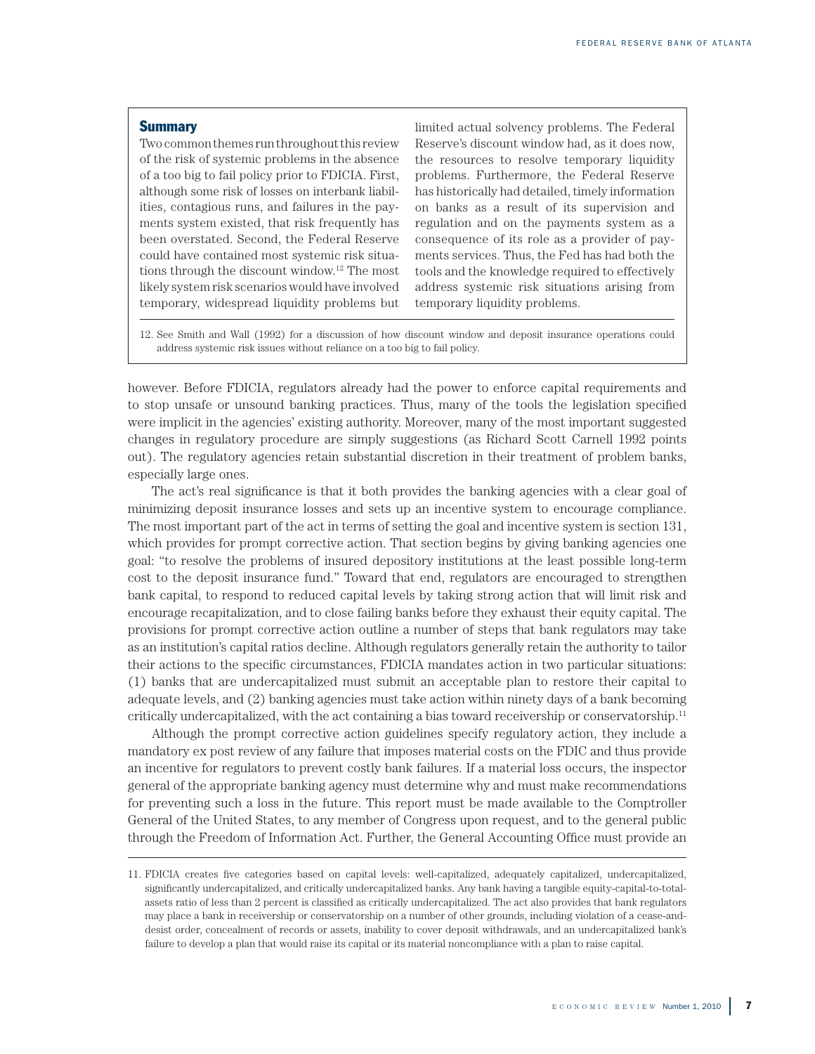## Summary

Two common themes run throughout this review of the risk of systemic problems in the absence of a too big to fail policy prior to FDICIA. First, although some risk of losses on interbank liabilities, contagious runs, and failures in the payments system existed, that risk frequently has been overstated. Second, the Federal Reserve could have contained most systemic risk situations through the discount window.[12] The most likely system risk scenarios would have involved temporary, widespread liquidity problems but limited actual solvency problems. The Federal Reserve's discount window had, as it does now, the resources to resolve temporary liquidity problems. Furthermore, the Federal Reserve has historically had detailed, timely information on banks as a result of its supervision and regulation and on the payments system as a consequence of its role as a provider of payments services. Thus, the Fed has had both the tools and the knowledge required to effectively address systemic risk situations arising from temporary liquidity problems.

12. See Smith and Wall (1992) for a discussion of how discount window and deposit insurance operations could address systemic risk issues without reliance on a too big to fail policy.

however. Before FDICIA, regulators already had the power to enforce capital requirements and to stop unsafe or unsound banking practices. Thus, many of the tools the legislation specified were implicit in the agencies' existing authority. Moreover, many of the most important suggested changes in regulatory procedure are simply suggestions (as Richard Scott Carnell 1992 points out). The regulatory agencies retain substantial discretion in their treatment of problem banks, especially large ones.

The act's real significance is that it both provides the banking agencies with a clear goal of minimizing deposit insurance losses and sets up an incentive system to encourage compliance. The most important part of the act in terms of setting the goal and incentive system is section 131, which provides for prompt corrective action. That section begins by giving banking agencies one goal: "to resolve the problems of insured depository institutions at the least possible long-term cost to the deposit insurance fund." Toward that end, regulators are encouraged to strengthen bank capital, to respond to reduced capital levels by taking strong action that will limit risk and encourage recapitalization, and to close failing banks before they exhaust their equity capital. The provisions for prompt corrective action outline a number of steps that bank regulators may take as an institution's capital ratios decline. Although regulators generally retain the authority to tailor their actions to the specific circumstances, FDICIA mandates action in two particular situations: (1) banks that are undercapitalized must submit an acceptable plan to restore their capital to adequate levels, and (2) banking agencies must take action within ninety days of a bank becoming critically undercapitalized, with the act containing a bias toward receivership or conservatorship.[11]

Although the prompt corrective action guidelines specify regulatory action, they include a mandatory ex post review of any failure that imposes material costs on the FDIC and thus provide an incentive for regulators to prevent costly bank failures. If a material loss occurs, the inspector general of the appropriate banking agency must determine why and must make recommendations for preventing such a loss in the future. This report must be made available to the Comptroller General of the United States, to any member of Congress upon request, and to the general public through the Freedom of Information Act. Further, the General Accounting Office must provide an

11. FDICIA creates five categories based on capital levels: well-capitalized, adequately capitalized, undercapitalized, significantly undercapitalized, and critically undercapitalized banks. Any bank having a tangible equity-capital-to-total-assets ratio of less than 2 percent is classified as critically undercapitalized. The act also provides that bank regulators may place a bank in receivership or conservatorship on a number of other grounds, including violation of a cease-and-desist order, concealment of records or assets, inability to cover deposit withdrawals, and an undercapitalized bank's failure to develop a plan that would raise its capital or its material noncompliance with a plan to raise capital.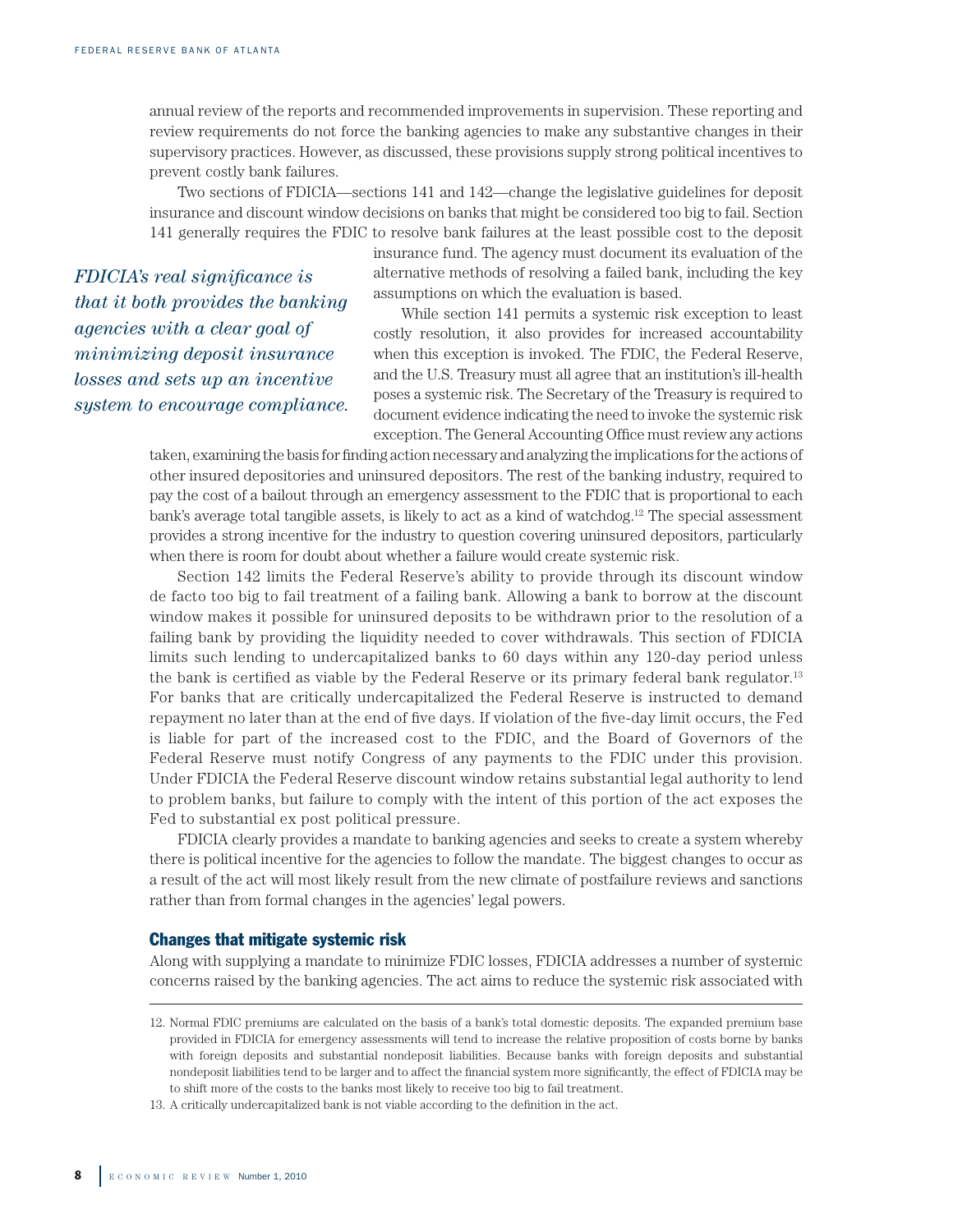annual review of the reports and recommended improvements in supervision. These reporting and review requirements do not force the banking agencies to make any substantive changes in their supervisory practices. However, as discussed, these provisions supply strong political incentives to prevent costly bank failures.

Two sections of FDICIA—sections 141 and 142—change the legislative guidelines for deposit insurance and discount window decisions on banks that might be considered too big to fail. Section 141 generally requires the FDIC to resolve bank failures at the least possible cost to the deposit insurance fund. The agency must document its evaluation of the alternative methods of resolving a failed bank, including the key assumptions on which the evaluation is based.

*FDICIA's real significance is that it both provides the banking agencies with a clear goal of minimizing deposit insurance losses and sets up an incentive system to encourage compliance.*

While section 141 permits a systemic risk exception to least costly resolution, it also provides for increased accountability when this exception is invoked. The FDIC, the Federal Reserve, and the U.S. Treasury must all agree that an institution's ill-health poses a systemic risk. The Secretary of the Treasury is required to document evidence indicating the need to invoke the systemic risk exception. The General Accounting Office must review any actions taken, examining the basis for finding action necessary and analyzing the implications for the actions of other insured depositories and uninsured depositors. The rest of the banking industry, required to pay the cost of a bailout through an emergency assessment to the FDIC that is proportional to each bank's average total tangible assets, is likely to act as a kind of watchdog.[12] The special assessment provides a strong incentive for the industry to question covering uninsured depositors, particularly when there is room for doubt about whether a failure would create systemic risk.

Section 142 limits the Federal Reserve's ability to provide through its discount window de facto too big to fail treatment of a failing bank. Allowing a bank to borrow at the discount window makes it possible for uninsured deposits to be withdrawn prior to the resolution of a failing bank by providing the liquidity needed to cover withdrawals. This section of FDICIA limits such lending to undercapitalized banks to 60 days within any 120-day period unless the bank is certified as viable by the Federal Reserve or its primary federal bank regulator.[13] For banks that are critically undercapitalized the Federal Reserve is instructed to demand repayment no later than at the end of five days. If violation of the five-day limit occurs, the Fed is liable for part of the increased cost to the FDIC, and the Board of Governors of the Federal Reserve must notify Congress of any payments to the FDIC under this provision. Under FDICIA the Federal Reserve discount window retains substantial legal authority to lend to problem banks, but failure to comply with the intent of this portion of the act exposes the Fed to substantial ex post political pressure.

FDICIA clearly provides a mandate to banking agencies and seeks to create a system whereby there is political incentive for the agencies to follow the mandate. The biggest changes to occur as a result of the act will most likely result from the new climate of postfailure reviews and sanctions rather than from formal changes in the agencies' legal powers.

## Changes that mitigate systemic risk

Along with supplying a mandate to minimize FDIC losses, FDICIA addresses a number of systemic concerns raised by the banking agencies. The act aims to reduce the systemic risk associated with

---

12. Normal FDIC premiums are calculated on the basis of a bank's total domestic deposits. The expanded premium base provided in FDICIA for emergency assessments will tend to increase the relative proposition of costs borne by banks with foreign deposits and substantial nondeposit liabilities. Because banks with foreign deposits and substantial nondeposit liabilities tend to be larger and to affect the financial system more significantly, the effect of FDICIA may be to shift more of the costs to the banks most likely to receive too big to fail treatment.

13. A critically undercapitalized bank is not viable according to the definition in the act.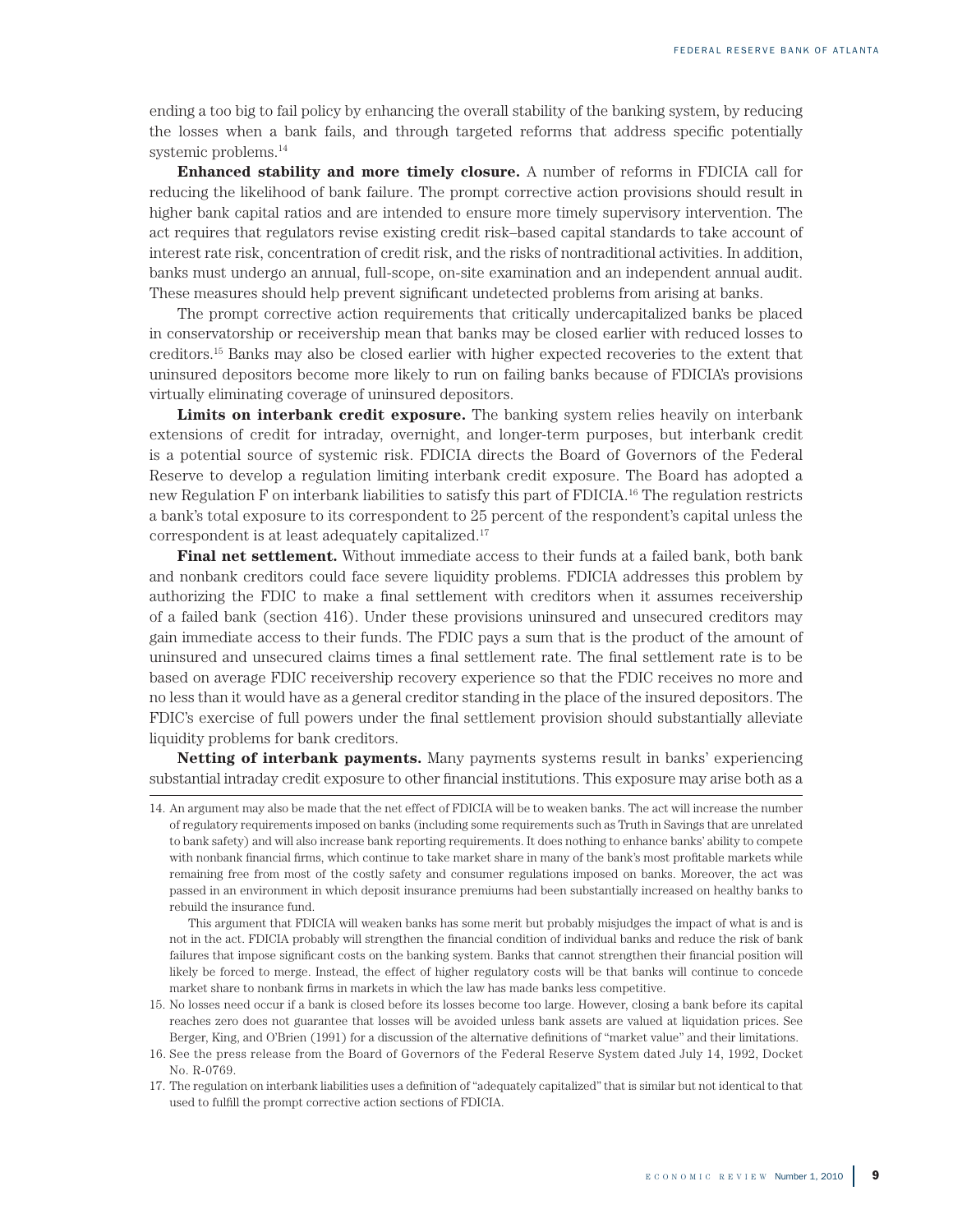ending a too big to fail policy by enhancing the overall stability of the banking system, by reducing the losses when a bank fails, and through targeted reforms that address specific potentially systemic problems.[14]

**Enhanced stability and more timely closure.** A number of reforms in FDICIA call for reducing the likelihood of bank failure. The prompt corrective action provisions should result in higher bank capital ratios and are intended to ensure more timely supervisory intervention. The act requires that regulators revise existing credit risk–based capital standards to take account of interest rate risk, concentration of credit risk, and the risks of nontraditional activities. In addition, banks must undergo an annual, full-scope, on-site examination and an independent annual audit. These measures should help prevent significant undetected problems from arising at banks.

The prompt corrective action requirements that critically undercapitalized banks be placed in conservatorship or receivership mean that banks may be closed earlier with reduced losses to creditors.[15] Banks may also be closed earlier with higher expected recoveries to the extent that uninsured depositors become more likely to run on failing banks because of FDICIA's provisions virtually eliminating coverage of uninsured depositors.

**Limits on interbank credit exposure.** The banking system relies heavily on interbank extensions of credit for intraday, overnight, and longer-term purposes, but interbank credit is a potential source of systemic risk. FDICIA directs the Board of Governors of the Federal Reserve to develop a regulation limiting interbank credit exposure. The Board has adopted a new Regulation F on interbank liabilities to satisfy this part of FDICIA.[16] The regulation restricts a bank's total exposure to its correspondent to 25 percent of the respondent's capital unless the correspondent is at least adequately capitalized.[17]

**Final net settlement.** Without immediate access to their funds at a failed bank, both bank and nonbank creditors could face severe liquidity problems. FDICIA addresses this problem by authorizing the FDIC to make a final settlement with creditors when it assumes receivership of a failed bank (section 416). Under these provisions uninsured and unsecured creditors may gain immediate access to their funds. The FDIC pays a sum that is the product of the amount of uninsured and unsecured claims times a final settlement rate. The final settlement rate is to be based on average FDIC receivership recovery experience so that the FDIC receives no more and no less than it would have as a general creditor standing in the place of the insured depositors. The FDIC's exercise of full powers under the final settlement provision should substantially alleviate liquidity problems for bank creditors.

**Netting of interbank payments.** Many payments systems result in banks' experiencing substantial intraday credit exposure to other financial institutions. This exposure may arise both as a

---

14. An argument may also be made that the net effect of FDICIA will be to weaken banks. The act will increase the number of regulatory requirements imposed on banks (including some requirements such as Truth in Savings that are unrelated to bank safety) and will also increase bank reporting requirements. It does nothing to enhance banks' ability to compete with nonbank financial firms, which continue to take market share in many of the bank's most profitable markets while remaining free from most of the costly safety and consumer regulations imposed on banks. Moreover, the act was passed in an environment in which deposit insurance premiums had been substantially increased on healthy banks to rebuild the insurance fund.

    This argument that FDICIA will weaken banks has some merit but probably misjudges the impact of what is and is not in the act. FDICIA probably will strengthen the financial condition of individual banks and reduce the risk of bank failures that impose significant costs on the banking system. Banks that cannot strengthen their financial position will likely be forced to merge. Instead, the effect of higher regulatory costs will be that banks will continue to concede market share to nonbank firms in markets in which the law has made banks less competitive.

15. No losses need occur if a bank is closed before its losses become too large. However, closing a bank before its capital reaches zero does not guarantee that losses will be avoided unless bank assets are valued at liquidation prices. See Berger, King, and O'Brien (1991) for a discussion of the alternative definitions of "market value" and their limitations.

16. See the press release from the Board of Governors of the Federal Reserve System dated July 14, 1992, Docket No. R-0769.

17. The regulation on interbank liabilities uses a definition of "adequately capitalized" that is similar but not identical to that used to fulfill the prompt corrective action sections of FDICIA.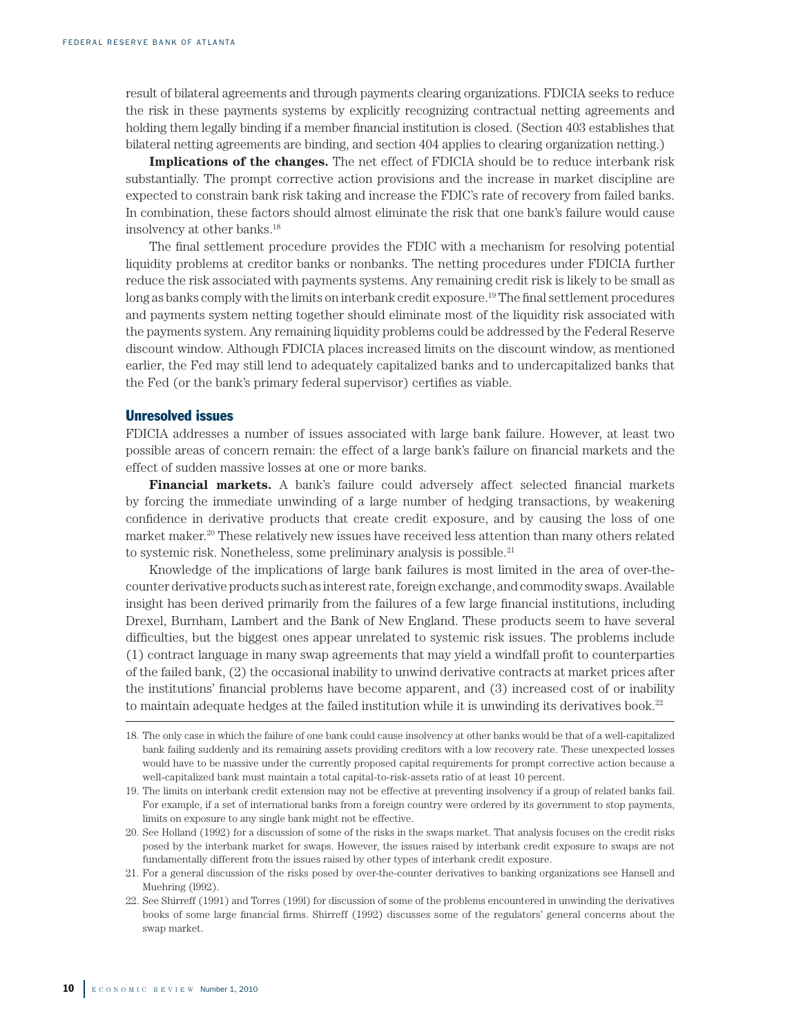result of bilateral agreements and through payments clearing organizations. FDICIA seeks to reduce the risk in these payments systems by explicitly recognizing contractual netting agreements and holding them legally binding if a member financial institution is closed. (Section 403 establishes that bilateral netting agreements are binding, and section 404 applies to clearing organization netting.)

**Implications of the changes.** The net effect of FDICIA should be to reduce interbank risk substantially. The prompt corrective action provisions and the increase in market discipline are expected to constrain bank risk taking and increase the FDIC's rate of recovery from failed banks. In combination, these factors should almost eliminate the risk that one bank's failure would cause insolvency at other banks.[18]

The final settlement procedure provides the FDIC with a mechanism for resolving potential liquidity problems at creditor banks or nonbanks. The netting procedures under FDICIA further reduce the risk associated with payments systems. Any remaining credit risk is likely to be small as long as banks comply with the limits on interbank credit exposure.[19] The final settlement procedures and payments system netting together should eliminate most of the liquidity risk associated with the payments system. Any remaining liquidity problems could be addressed by the Federal Reserve discount window. Although FDICIA places increased limits on the discount window, as mentioned earlier, the Fed may still lend to adequately capitalized banks and to undercapitalized banks that the Fed (or the bank's primary federal supervisor) certifies as viable.

## Unresolved issues

FDICIA addresses a number of issues associated with large bank failure. However, at least two possible areas of concern remain: the effect of a large bank's failure on financial markets and the effect of sudden massive losses at one or more banks.

**Financial markets.** A bank's failure could adversely affect selected financial markets by forcing the immediate unwinding of a large number of hedging transactions, by weakening confidence in derivative products that create credit exposure, and by causing the loss of one market maker.[20] These relatively new issues have received less attention than many others related to systemic risk. Nonetheless, some preliminary analysis is possible.[21]

Knowledge of the implications of large bank failures is most limited in the area of over-the-counter derivative products such as interest rate, foreign exchange, and commodity swaps. Available insight has been derived primarily from the failures of a few large financial institutions, including Drexel, Burnham, Lambert and the Bank of New England. These products seem to have several difficulties, but the biggest ones appear unrelated to systemic risk issues. The problems include (1) contract language in many swap agreements that may yield a windfall profit to counterparties of the failed bank, (2) the occasional inability to unwind derivative contracts at market prices after the institutions' financial problems have become apparent, and (3) increased cost of or inability to maintain adequate hedges at the failed institution while it is unwinding its derivatives book.[22]

---

18. The only case in which the failure of one bank could cause insolvency at other banks would be that of a well-capitalized bank failing suddenly and its remaining assets providing creditors with a low recovery rate. These unexpected losses would have to be massive under the currently proposed capital requirements for prompt corrective action because a well-capitalized bank must maintain a total capital-to-risk-assets ratio of at least 10 percent.

19. The limits on interbank credit extension may not be effective at preventing insolvency if a group of related banks fail. For example, if a set of international banks from a foreign country were ordered by its government to stop payments, limits on exposure to any single bank might not be effective.

20. See Holland (1992) for a discussion of some of the risks in the swaps market. That analysis focuses on the credit risks posed by the interbank market for swaps. However, the issues raised by interbank credit exposure to swaps are not fundamentally different from the issues raised by other types of interbank credit exposure.

21. For a general discussion of the risks posed by over-the-counter derivatives to banking organizations see Hansell and Muehring (1992).

22. See Shirreff (1991) and Torres (1991) for discussion of some of the problems encountered in unwinding the derivatives books of some large financial firms. Shirreff (1992) discusses some of the regulators' general concerns about the swap market.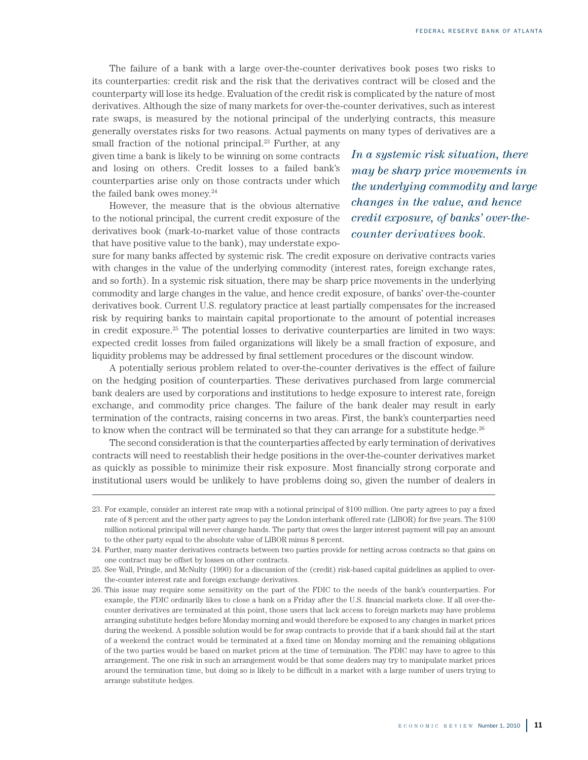The failure of a bank with a large over-the-counter derivatives book poses two risks to its counterparties: credit risk and the risk that the derivatives contract will be closed and the counterparty will lose its hedge. Evaluation of the credit risk is complicated by the nature of most derivatives. Although the size of many markets for over-the-counter derivatives, such as interest rate swaps, is measured by the notional principal of the underlying contracts, this measure generally overstates risks for two reasons. Actual payments on many types of derivatives are a small fraction of the notional principal.[23] Further, at any given time a bank is likely to be winning on some contracts and losing on others. Credit losses to a failed bank's counterparties arise only on those contracts under which the failed bank owes money.[24]

*In a systemic risk situation, there may be sharp price movements in the underlying commodity and large changes in the value, and hence credit exposure, of banks' over-the-counter derivatives book.*

However, the measure that is the obvious alternative to the notional principal, the current credit exposure of the derivatives book (mark-to-market value of those contracts that have positive value to the bank), may understate exposure for many banks affected by systemic risk. The credit exposure on derivative contracts varies with changes in the value of the underlying commodity (interest rates, foreign exchange rates, and so forth). In a systemic risk situation, there may be sharp price movements in the underlying commodity and large changes in the value, and hence credit exposure, of banks' over-the-counter derivatives book. Current U.S. regulatory practice at least partially compensates for the increased risk by requiring banks to maintain capital proportionate to the amount of potential increases in credit exposure.[25] The potential losses to derivative counterparties are limited in two ways: expected credit losses from failed organizations will likely be a small fraction of exposure, and liquidity problems may be addressed by final settlement procedures or the discount window.

A potentially serious problem related to over-the-counter derivatives is the effect of failure on the hedging position of counterparties. These derivatives purchased from large commercial bank dealers are used by corporations and institutions to hedge exposure to interest rate, foreign exchange, and commodity price changes. The failure of the bank dealer may result in early termination of the contracts, raising concerns in two areas. First, the bank's counterparties need to know when the contract will be terminated so that they can arrange for a substitute hedge.[26]

The second consideration is that the counterparties affected by early termination of derivatives contracts will need to reestablish their hedge positions in the over-the-counter derivatives market as quickly as possible to minimize their risk exposure. Most financially strong corporate and institutional users would be unlikely to have problems doing so, given the number of dealers in

---

23. For example, consider an interest rate swap with a notional principal of $100 million. One party agrees to pay a fixed rate of 8 percent and the other party agrees to pay the London interbank offered rate (LIBOR) for five years. The $100 million notional principal will never change hands. The party that owes the larger interest payment will pay an amount to the other party equal to the absolute value of LIBOR minus 8 percent.

24. Further, many master derivatives contracts between two parties provide for netting across contracts so that gains on one contract may be offset by losses on other contracts.

25. See Wall, Pringle, and McNulty (1990) for a discussion of the (credit) risk-based capital guidelines as applied to over-the-counter interest rate and foreign exchange derivatives.

26. This issue may require some sensitivity on the part of the FDIC to the needs of the bank's counterparties. For example, the FDIC ordinarily likes to close a bank on a Friday after the U.S. financial markets close. If all over-the-counter derivatives are terminated at this point, those users that lack access to foreign markets may have problems arranging substitute hedges before Monday morning and would therefore be exposed to any changes in market prices during the weekend. A possible solution would be for swap contracts to provide that if a bank should fail at the start of a weekend the contract would be terminated at a fixed time on Monday morning and the remaining obligations of the two parties would be based on market prices at the time of termination. The FDIC may have to agree to this arrangement. The one risk in such an arrangement would be that some dealers may try to manipulate market prices around the termination time, but doing so is likely to be difficult in a market with a large number of users trying to arrange substitute hedges.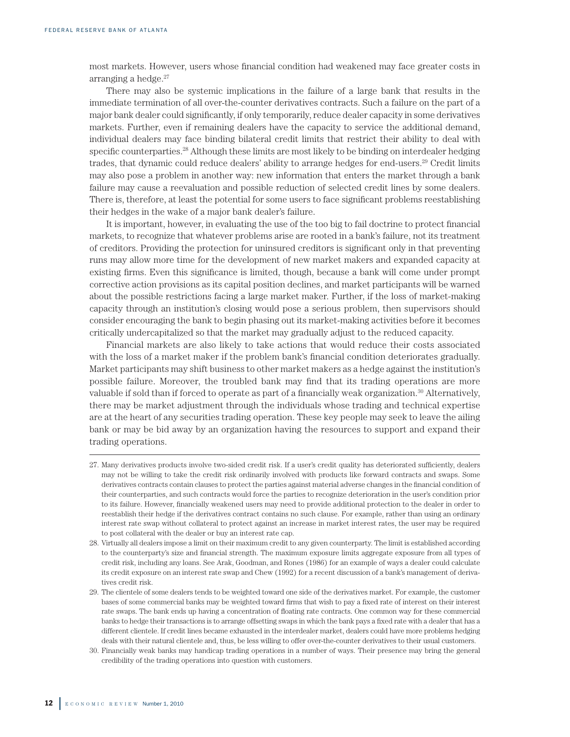most markets. However, users whose financial condition had weakened may face greater costs in arranging a hedge.[27]

There may also be systemic implications in the failure of a large bank that results in the immediate termination of all over-the-counter derivatives contracts. Such a failure on the part of a major bank dealer could significantly, if only temporarily, reduce dealer capacity in some derivatives markets. Further, even if remaining dealers have the capacity to service the additional demand, individual dealers may face binding bilateral credit limits that restrict their ability to deal with specific counterparties.[28] Although these limits are most likely to be binding on interdealer hedging trades, that dynamic could reduce dealers' ability to arrange hedges for end-users.[29] Credit limits may also pose a problem in another way: new information that enters the market through a bank failure may cause a reevaluation and possible reduction of selected credit lines by some dealers. There is, therefore, at least the potential for some users to face significant problems reestablishing their hedges in the wake of a major bank dealer's failure.

It is important, however, in evaluating the use of the too big to fail doctrine to protect financial markets, to recognize that whatever problems arise are rooted in a bank's failure, not its treatment of creditors. Providing the protection for uninsured creditors is significant only in that preventing runs may allow more time for the development of new market makers and expanded capacity at existing firms. Even this significance is limited, though, because a bank will come under prompt corrective action provisions as its capital position declines, and market participants will be warned about the possible restrictions facing a large market maker. Further, if the loss of market-making capacity through an institution's closing would pose a serious problem, then supervisors should consider encouraging the bank to begin phasing out its market-making activities before it becomes critically undercapitalized so that the market may gradually adjust to the reduced capacity.

Financial markets are also likely to take actions that would reduce their costs associated with the loss of a market maker if the problem bank's financial condition deteriorates gradually. Market participants may shift business to other market makers as a hedge against the institution's possible failure. Moreover, the troubled bank may find that its trading operations are more valuable if sold than if forced to operate as part of a financially weak organization.[30] Alternatively, there may be market adjustment through the individuals whose trading and technical expertise are at the heart of any securities trading operation. These key people may seek to leave the ailing bank or may be bid away by an organization having the resources to support and expand their trading operations.

---

27. Many derivatives products involve two-sided credit risk. If a user's credit quality has deteriorated sufficiently, dealers may not be willing to take the credit risk ordinarily involved with products like forward contracts and swaps. Some derivatives contracts contain clauses to protect the parties against material adverse changes in the financial condition of their counterparties, and such contracts would force the parties to recognize deterioration in the user's condition prior to its failure. However, financially weakened users may need to provide additional protection to the dealer in order to reestablish their hedge if the derivatives contract contains no such clause. For example, rather than using an ordinary interest rate swap without collateral to protect against an increase in market interest rates, the user may be required to post collateral with the dealer or buy an interest rate cap.

28. Virtually all dealers impose a limit on their maximum credit to any given counterparty. The limit is established according to the counterparty's size and financial strength. The maximum exposure limits aggregate exposure from all types of credit risk, including any loans. See Arak, Goodman, and Rones (1986) for an example of ways a dealer could calculate its credit exposure on an interest rate swap and Chew (1992) for a recent discussion of a bank's management of derivatives credit risk.

29. The clientele of some dealers tends to be weighted toward one side of the derivatives market. For example, the customer bases of some commercial banks may be weighted toward firms that wish to pay a fixed rate of interest on their interest rate swaps. The bank ends up having a concentration of floating rate contracts. One common way for these commercial banks to hedge their transactions is to arrange offsetting swaps in which the bank pays a fixed rate with a dealer that has a different clientele. If credit lines became exhausted in the interdealer market, dealers could have more problems hedging deals with their natural clientele and, thus, be less willing to offer over-the-counter derivatives to their usual customers.

30. Financially weak banks may handicap trading operations in a number of ways. Their presence may bring the general credibility of the trading operations into question with customers.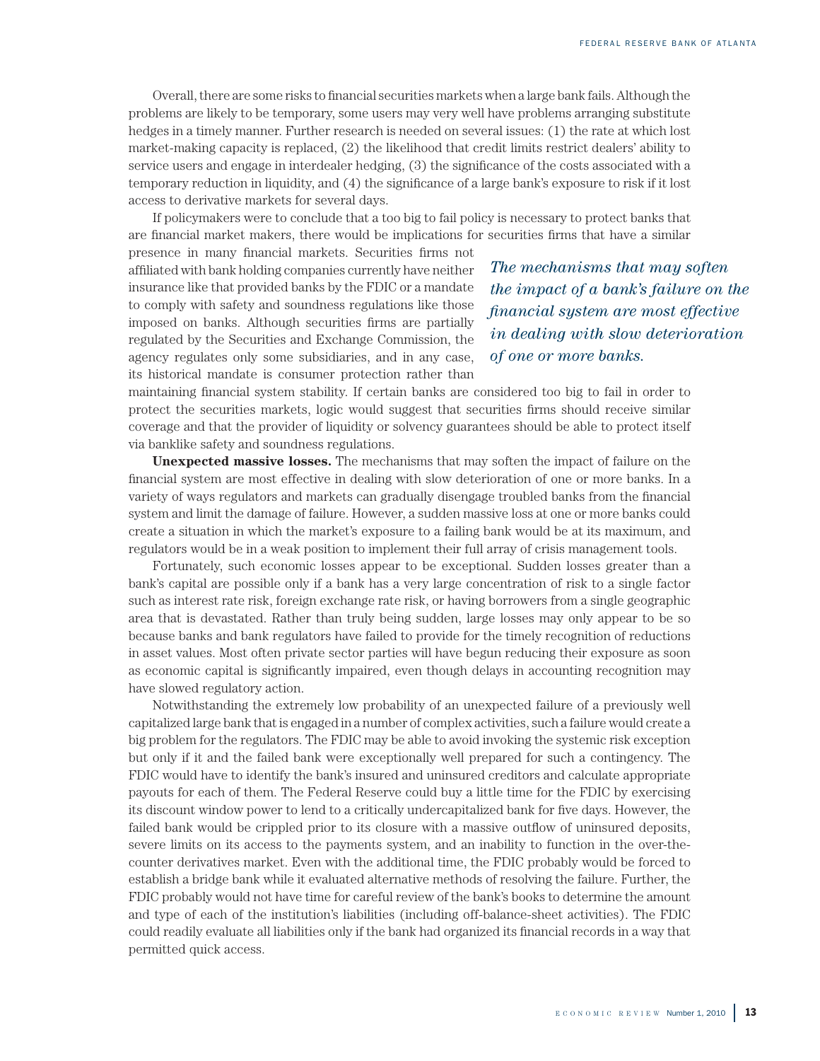Overall, there are some risks to financial securities markets when a large bank fails. Although the problems are likely to be temporary, some users may very well have problems arranging substitute hedges in a timely manner. Further research is needed on several issues: (1) the rate at which lost market-making capacity is replaced, (2) the likelihood that credit limits restrict dealers' ability to service users and engage in interdealer hedging, (3) the significance of the costs associated with a temporary reduction in liquidity, and (4) the significance of a large bank's exposure to risk if it lost access to derivative markets for several days.

If policymakers were to conclude that a too big to fail policy is necessary to protect banks that are financial market makers, there would be implications for securities firms that have a similar presence in many financial markets. Securities firms not affiliated with bank holding companies currently have neither insurance like that provided banks by the FDIC or a mandate to comply with safety and soundness regulations like those imposed on banks. Although securities firms are partially regulated by the Securities and Exchange Commission, the agency regulates only some subsidiaries, and in any case, its historical mandate is consumer protection rather than maintaining financial system stability. If certain banks are considered too big to fail in order to protect the securities markets, logic would suggest that securities firms should receive similar coverage and that the provider of liquidity or solvency guarantees should be able to protect itself via banklike safety and soundness regulations.

*The mechanisms that may soften the impact of a bank's failure on the financial system are most effective in dealing with slow deterioration of one or more banks.*

**Unexpected massive losses.** The mechanisms that may soften the impact of failure on the financial system are most effective in dealing with slow deterioration of one or more banks. In a variety of ways regulators and markets can gradually disengage troubled banks from the financial system and limit the damage of failure. However, a sudden massive loss at one or more banks could create a situation in which the market's exposure to a failing bank would be at its maximum, and regulators would be in a weak position to implement their full array of crisis management tools.

Fortunately, such economic losses appear to be exceptional. Sudden losses greater than a bank's capital are possible only if a bank has a very large concentration of risk to a single factor such as interest rate risk, foreign exchange rate risk, or having borrowers from a single geographic area that is devastated. Rather than truly being sudden, large losses may only appear to be so because banks and bank regulators have failed to provide for the timely recognition of reductions in asset values. Most often private sector parties will have begun reducing their exposure as soon as economic capital is significantly impaired, even though delays in accounting recognition may have slowed regulatory action.

Notwithstanding the extremely low probability of an unexpected failure of a previously well capitalized large bank that is engaged in a number of complex activities, such a failure would create a big problem for the regulators. The FDIC may be able to avoid invoking the systemic risk exception but only if it and the failed bank were exceptionally well prepared for such a contingency. The FDIC would have to identify the bank's insured and uninsured creditors and calculate appropriate payouts for each of them. The Federal Reserve could buy a little time for the FDIC by exercising its discount window power to lend to a critically undercapitalized bank for five days. However, the failed bank would be crippled prior to its closure with a massive outflow of uninsured deposits, severe limits on its access to the payments system, and an inability to function in the over-the-counter derivatives market. Even with the additional time, the FDIC probably would be forced to establish a bridge bank while it evaluated alternative methods of resolving the failure. Further, the FDIC probably would not have time for careful review of the bank's books to determine the amount and type of each of the institution's liabilities (including off-balance-sheet activities). The FDIC could readily evaluate all liabilities only if the bank had organized its financial records in a way that permitted quick access.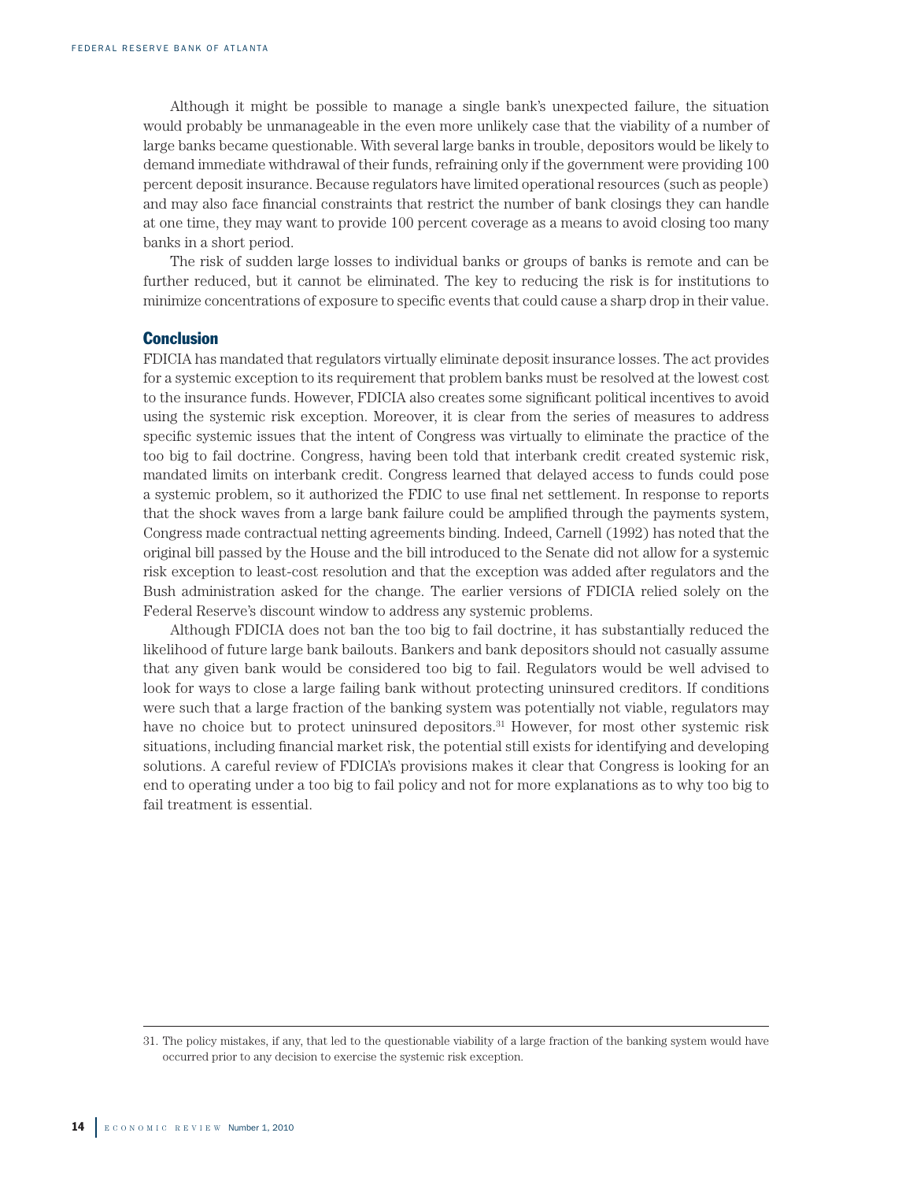Although it might be possible to manage a single bank's unexpected failure, the situation would probably be unmanageable in the even more unlikely case that the viability of a number of large banks became questionable. With several large banks in trouble, depositors would be likely to demand immediate withdrawal of their funds, refraining only if the government were providing 100 percent deposit insurance. Because regulators have limited operational resources (such as people) and may also face financial constraints that restrict the number of bank closings they can handle at one time, they may want to provide 100 percent coverage as a means to avoid closing too many banks in a short period.

The risk of sudden large losses to individual banks or groups of banks is remote and can be further reduced, but it cannot be eliminated. The key to reducing the risk is for institutions to minimize concentrations of exposure to specific events that could cause a sharp drop in their value.

## Conclusion

FDICIA has mandated that regulators virtually eliminate deposit insurance losses. The act provides for a systemic exception to its requirement that problem banks must be resolved at the lowest cost to the insurance funds. However, FDICIA also creates some significant political incentives to avoid using the systemic risk exception. Moreover, it is clear from the series of measures to address specific systemic issues that the intent of Congress was virtually to eliminate the practice of the too big to fail doctrine. Congress, having been told that interbank credit created systemic risk, mandated limits on interbank credit. Congress learned that delayed access to funds could pose a systemic problem, so it authorized the FDIC to use final net settlement. In response to reports that the shock waves from a large bank failure could be amplified through the payments system, Congress made contractual netting agreements binding. Indeed, Carnell (1992) has noted that the original bill passed by the House and the bill introduced to the Senate did not allow for a systemic risk exception to least-cost resolution and that the exception was added after regulators and the Bush administration asked for the change. The earlier versions of FDICIA relied solely on the Federal Reserve's discount window to address any systemic problems.

Although FDICIA does not ban the too big to fail doctrine, it has substantially reduced the likelihood of future large bank bailouts. Bankers and bank depositors should not casually assume that any given bank would be considered too big to fail. Regulators would be well advised to look for ways to close a large failing bank without protecting uninsured creditors. If conditions were such that a large fraction of the banking system was potentially not viable, regulators may have no choice but to protect uninsured depositors.[31] However, for most other systemic risk situations, including financial market risk, the potential still exists for identifying and developing solutions. A careful review of FDICIA's provisions makes it clear that Congress is looking for an end to operating under a too big to fail policy and not for more explanations as to why too big to fail treatment is essential.

---

31. The policy mistakes, if any, that led to the questionable viability of a large fraction of the banking system would have occurred prior to any decision to exercise the systemic risk exception.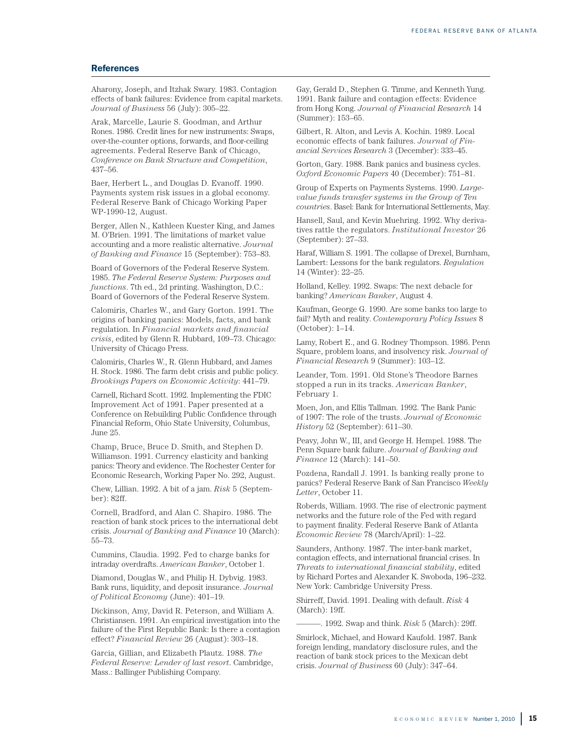## References

Aharony, Joseph, and Itzhak Swary. 1983. Contagion effects of bank failures: Evidence from capital markets. *Journal of Business* 56 (July): 305–22.

Arak, Marcelle, Laurie S. Goodman, and Arthur Rones. 1986. Credit lines for new instruments: Swaps, over-the-counter options, forwards, and floor-ceiling agreements. Federal Reserve Bank of Chicago, *Conference on Bank Structure and Competition*, 437–56.

Baer, Herbert L., and Douglas D. Evanoff. 1990. Payments system risk issues in a global economy. Federal Reserve Bank of Chicago Working Paper WP-1990-12, August.

Berger, Allen N., Kathleen Kuester King, and James M. O'Brien. 1991. The limitations of market value accounting and a more realistic alternative. *Journal of Banking and Finance* 15 (September): 753–83.

Board of Governors of the Federal Reserve System. 1985. *The Federal Reserve System: Purposes and functions*. 7th ed., 2d printing. Washington, D.C.: Board of Governors of the Federal Reserve System.

Calomiris, Charles W., and Gary Gorton. 1991. The origins of banking panics: Models, facts, and bank regulation. In *Financial markets and financial crisis*, edited by Glenn R. Hubbard, 109–73. Chicago: University of Chicago Press.

Calomiris, Charles W., R. Glenn Hubbard, and James H. Stock. 1986. The farm debt crisis and public policy. *Brookings Papers on Economic Activity*: 441–79.

Carnell, Richard Scott. 1992. Implementing the FDIC Improvement Act of 1991. Paper presented at a Conference on Rebuilding Public Confidence through Financial Reform, Ohio State University, Columbus, June 25.

Champ, Bruce, Bruce D. Smith, and Stephen D. Williamson. 1991. Currency elasticity and banking panics: Theory and evidence. The Rochester Center for Economic Research, Working Paper No. 292, August.

Chew, Lillian. 1992. A bit of a jam. *Risk* 5 (September): 82ff.

Cornell, Bradford, and Alan C. Shapiro. 1986. The reaction of bank stock prices to the international debt crisis. *Journal of Banking and Finance* 10 (March): 55–73.

Cummins, Claudia. 1992. Fed to charge banks for intraday overdrafts. *American Banker*, October 1.

Diamond, Douglas W., and Philip H. Dybvig. 1983. Bank runs, liquidity, and deposit insurance. *Journal of Political Economy* (June): 401–19.

Dickinson, Amy, David R. Peterson, and William A. Christiansen. 1991. An empirical investigation into the failure of the First Republic Bank: Is there a contagion effect? *Financial Review* 26 (August): 303–18.

Garcia, Gillian, and Elizabeth Plautz. 1988. *The Federal Reserve: Lender of last resort*. Cambridge, Mass.: Ballinger Publishing Company.

Gay, Gerald D., Stephen G. Timme, and Kenneth Yung. 1991. Bank failure and contagion effects: Evidence from Hong Kong. *Journal of Financial Research* 14 (Summer): 153–65.

Gilbert, R. Alton, and Levis A. Kochin. 1989. Local economic effects of bank failures. *Journal of Financial Services Research* 3 (December): 333–45.

Gorton, Gary. 1988. Bank panics and business cycles. *Oxford Economic Papers* 40 (December): 751–81.

Group of Experts on Payments Systems. 1990. *Large-value funds transfer systems in the Group of Ten countries*. Basel: Bank for International Settlements, May.

Hansell, Saul, and Kevin Muehring. 1992. Why derivatives rattle the regulators. *Institutional Investor* 26 (September): 27–33.

Haraf, William S. 1991. The collapse of Drexel, Burnham, Lambert: Lessons for the bank regulators. *Regulation* 14 (Winter): 22–25.

Holland, Kelley. 1992. Swaps: The next debacle for banking? *American Banker*, August 4.

Kaufman, George G. 1990. Are some banks too large to fail? Myth and reality. *Contemporary Policy Issues* 8 (October): 1–14.

Lamy, Robert E., and G. Rodney Thompson. 1986. Penn Square, problem loans, and insolvency risk. *Journal of Financial Research* 9 (Summer): 103–12.

Leander, Tom. 1991. Old Stone's Theodore Barnes stopped a run in its tracks. *American Banker*, February 1.

Moen, Jon, and Ellis Tallman. 1992. The Bank Panic of 1907: The role of the trusts. *Journal of Economic History* 52 (September): 611–30.

Peavy, John W., III, and George H. Hempel. 1988. The Penn Square bank failure. *Journal of Banking and Finance* 12 (March): 141–50.

Pozdena, Randall J. 1991. Is banking really prone to panics? Federal Reserve Bank of San Francisco *Weekly Letter*, October 11.

Roberds, William. 1993. The rise of electronic payment networks and the future role of the Fed with regard to payment finality. Federal Reserve Bank of Atlanta *Economic Review* 78 (March/April): 1–22.

Saunders, Anthony. 1987. The inter-bank market, contagion effects, and international financial crises. In *Threats to international financial stability*, edited by Richard Portes and Alexander K. Swoboda, 196–232. New York: Cambridge University Press.

Shirreff, David. 1991. Dealing with default. *Risk* 4 (March): 19ff.

———. 1992. Swap and think. *Risk* 5 (March): 29ff.

Smirlock, Michael, and Howard Kaufold. 1987. Bank foreign lending, mandatory disclosure rules, and the reaction of bank stock prices to the Mexican debt crisis. *Journal of Business* 60 (July): 347–64.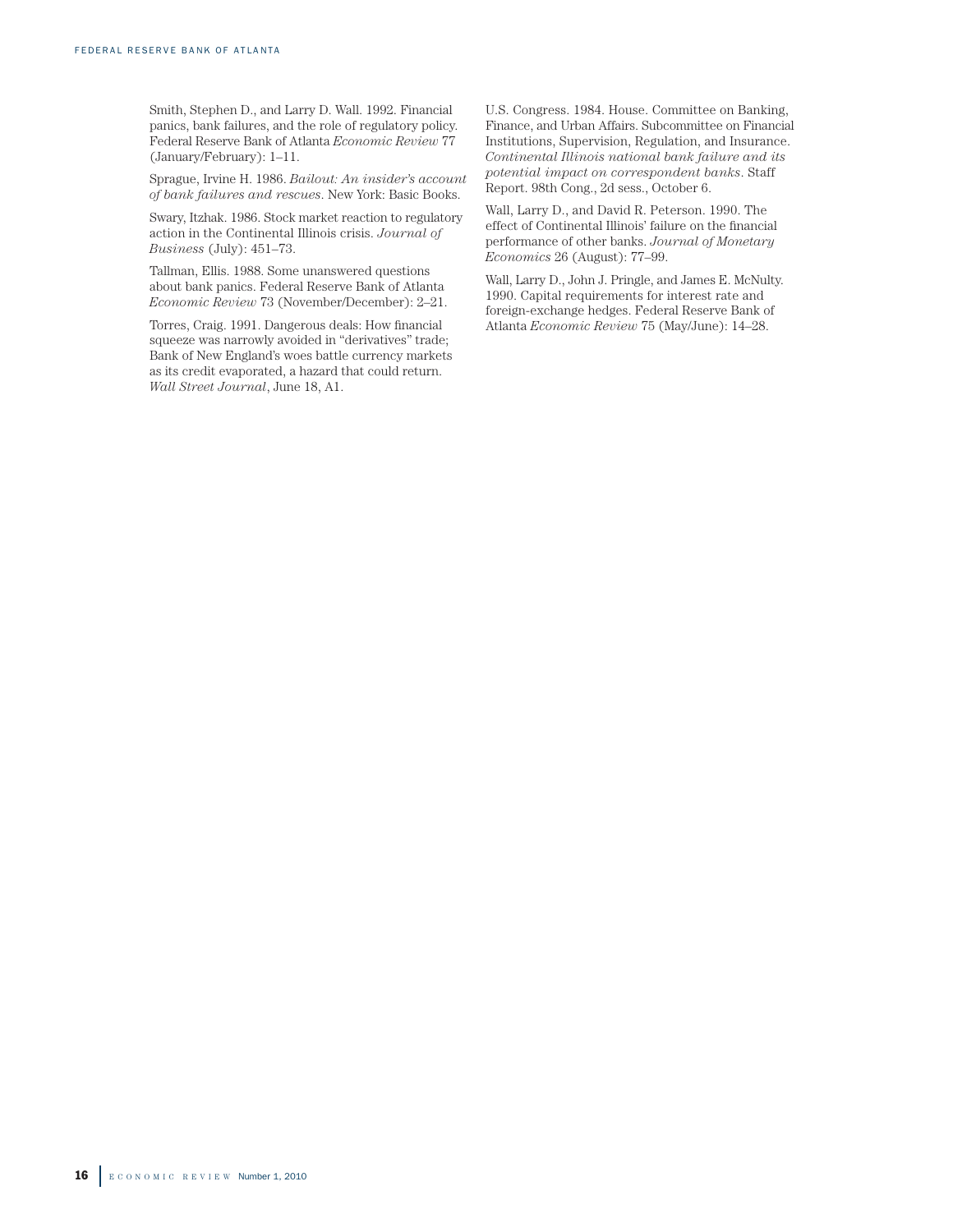Smith, Stephen D., and Larry D. Wall. 1992. Financial panics, bank failures, and the role of regulatory policy. Federal Reserve Bank of Atlanta *Economic Review* 77 (January/February): 1–11.

Sprague, Irvine H. 1986. *Bailout: An insider's account of bank failures and rescues*. New York: Basic Books.

Swary, Itzhak. 1986. Stock market reaction to regulatory action in the Continental Illinois crisis. *Journal of Business* (July): 451–73.

Tallman, Ellis. 1988. Some unanswered questions about bank panics. Federal Reserve Bank of Atlanta *Economic Review* 73 (November/December): 2–21.

Torres, Craig. 1991. Dangerous deals: How financial squeeze was narrowly avoided in "derivatives" trade; Bank of New England's woes battle currency markets as its credit evaporated, a hazard that could return. *Wall Street Journal*, June 18, A1.

U.S. Congress. 1984. House. Committee on Banking, Finance, and Urban Affairs. Subcommittee on Financial Institutions, Supervision, Regulation, and Insurance. *Continental Illinois national bank failure and its potential impact on correspondent banks*. Staff Report. 98th Cong., 2d sess., October 6.

Wall, Larry D., and David R. Peterson. 1990. The effect of Continental Illinois' failure on the financial performance of other banks. *Journal of Monetary Economics* 26 (August): 77–99.

Wall, Larry D., John J. Pringle, and James E. McNulty. 1990. Capital requirements for interest rate and foreign-exchange hedges. Federal Reserve Bank of Atlanta *Economic Review* 75 (May/June): 14–28.